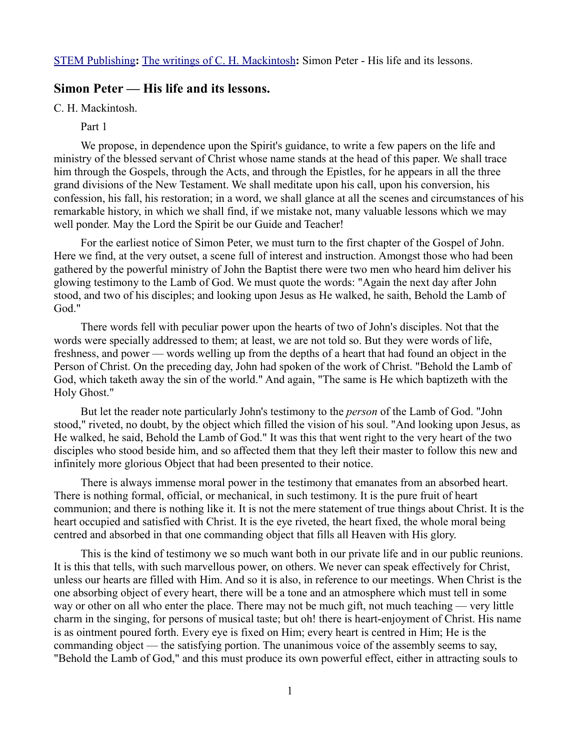[STEM Publishing](#): [The writings of C. H. Mackintosh](#): Simon Peter - His life and its lessons.

## Simon Peter — His life and its lessons.

C. H. Mackintosh.

Part 1

We propose, in dependence upon the Spirit's guidance, to write a few papers on the life and ministry of the blessed servant of Christ whose name stands at the head of this paper. We shall trace him through the Gospels, through the Acts, and through the Epistles, for he appears in all the three grand divisions of the New Testament. We shall meditate upon his call, upon his conversion, his confession, his fall, his restoration; in a word, we shall glance at all the scenes and circumstances of his remarkable history, in which we shall find, if we mistake not, many valuable lessons which we may well ponder. May the Lord the Spirit be our Guide and Teacher!

For the earliest notice of Simon Peter, we must turn to the first chapter of the Gospel of John. Here we find, at the very outset, a scene full of interest and instruction. Amongst those who had been gathered by the powerful ministry of John the Baptist there were two men who heard him deliver his glowing testimony to the Lamb of God. We must quote the words: "Again the next day after John stood, and two of his disciples; and looking upon Jesus as He walked, he saith, Behold the Lamb of God."

There words fell with peculiar power upon the hearts of two of John's disciples. Not that the words were specially addressed to them; at least, we are not told so. But they were words of life, freshness, and power — words welling up from the depths of a heart that had found an object in the Person of Christ. On the preceding day, John had spoken of the work of Christ. "Behold the Lamb of God, which taketh away the sin of the world." And again, "The same is He which baptizeth with the Holy Ghost."

But let the reader note particularly John's testimony to the *person* of the Lamb of God. "John stood," riveted, no doubt, by the object which filled the vision of his soul. "And looking upon Jesus, as He walked, he said, Behold the Lamb of God." It was this that went right to the very heart of the two disciples who stood beside him, and so affected them that they left their master to follow this new and infinitely more glorious Object that had been presented to their notice.

There is always immense moral power in the testimony that emanates from an absorbed heart. There is nothing formal, official, or mechanical, in such testimony. It is the pure fruit of heart communion; and there is nothing like it. It is not the mere statement of true things about Christ. It is the heart occupied and satisfied with Christ. It is the eye riveted, the heart fixed, the whole moral being centred and absorbed in that one commanding object that fills all Heaven with His glory.

This is the kind of testimony we so much want both in our private life and in our public reunions. It is this that tells, with such marvellous power, on others. We never can speak effectively for Christ, unless our hearts are filled with Him. And so it is also, in reference to our meetings. When Christ is the one absorbing object of every heart, there will be a tone and an atmosphere which must tell in some way or other on all who enter the place. There may not be much gift, not much teaching — very little charm in the singing, for persons of musical taste; but oh! there is heart-enjoyment of Christ. His name is as ointment poured forth. Every eye is fixed on Him; every heart is centred in Him; He is the commanding object — the satisfying portion. The unanimous voice of the assembly seems to say, "Behold the Lamb of God," and this must produce its own powerful effect, either in attracting souls to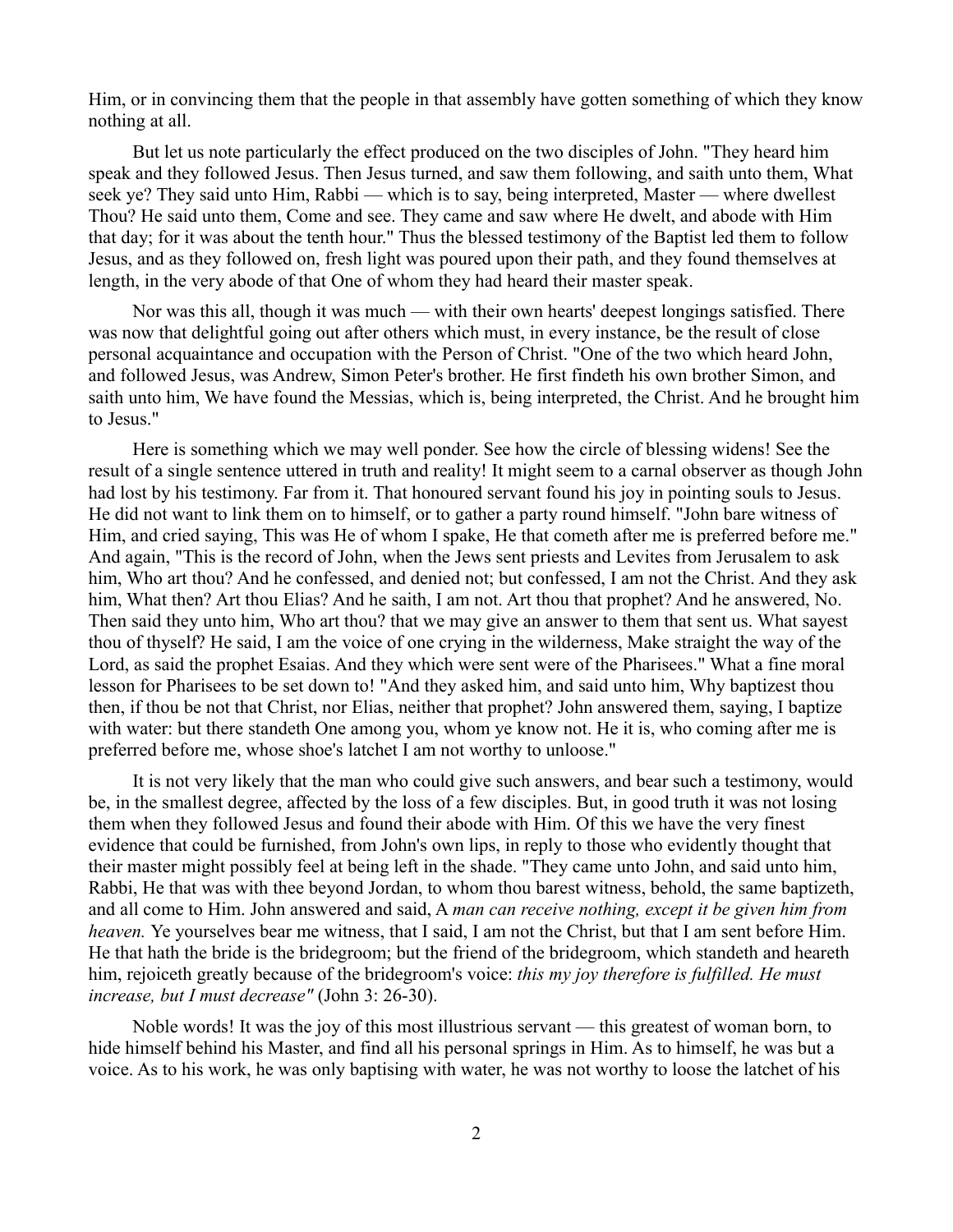Him, or in convincing them that the people in that assembly have gotten something of which they know nothing at all.

But let us note particularly the effect produced on the two disciples of John. "They heard him speak and they followed Jesus. Then Jesus turned, and saw them following, and saith unto them, What seek ye? They said unto Him, Rabbi — which is to say, being interpreted, Master — where dwellest Thou? He said unto them, Come and see. They came and saw where He dwelt, and abode with Him that day; for it was about the tenth hour." Thus the blessed testimony of the Baptist led them to follow Jesus, and as they followed on, fresh light was poured upon their path, and they found themselves at length, in the very abode of that One of whom they had heard their master speak.

Nor was this all, though it was much — with their own hearts' deepest longings satisfied. There was now that delightful going out after others which must, in every instance, be the result of close personal acquaintance and occupation with the Person of Christ. "One of the two which heard John, and followed Jesus, was Andrew, Simon Peter's brother. He first findeth his own brother Simon, and saith unto him, We have found the Messias, which is, being interpreted, the Christ. And he brought him to Jesus."

Here is something which we may well ponder. See how the circle of blessing widens! See the result of a single sentence uttered in truth and reality! It might seem to a carnal observer as though John had lost by his testimony. Far from it. That honoured servant found his joy in pointing souls to Jesus. He did not want to link them on to himself, or to gather a party round himself. "John bare witness of Him, and cried saying, This was He of whom I spake, He that cometh after me is preferred before me." And again, "This is the record of John, when the Jews sent priests and Levites from Jerusalem to ask him, Who art thou? And he confessed, and denied not; but confessed, I am not the Christ. And they ask him, What then? Art thou Elias? And he saith, I am not. Art thou that prophet? And he answered, No. Then said they unto him, Who art thou? that we may give an answer to them that sent us. What sayest thou of thyself? He said, I am the voice of one crying in the wilderness, Make straight the way of the Lord, as said the prophet Esaias. And they which were sent were of the Pharisees." What a fine moral lesson for Pharisees to be set down to! "And they asked him, and said unto him, Why baptizest thou then, if thou be not that Christ, nor Elias, neither that prophet? John answered them, saying, I baptize with water: but there standeth One among you, whom ye know not. He it is, who coming after me is preferred before me, whose shoe's latchet I am not worthy to unloose."

It is not very likely that the man who could give such answers, and bear such a testimony, would be, in the smallest degree, affected by the loss of a few disciples. But, in good truth it was not losing them when they followed Jesus and found their abode with Him. Of this we have the very finest evidence that could be furnished, from John's own lips, in reply to those who evidently thought that their master might possibly feel at being left in the shade. "They came unto John, and said unto him, Rabbi, He that was with thee beyond Jordan, to whom thou barest witness, behold, the same baptizeth, and all come to Him. John answered and said, A *man can receive nothing, except it be given him from heaven.* Ye yourselves bear me witness, that I said, I am not the Christ, but that I am sent before Him. He that hath the bride is the bridegroom; but the friend of the bridegroom, which standeth and heareth him, rejoiceth greatly because of the bridegroom's voice: *this my joy therefore is fulfilled. He must increase, but I must decrease"* (John 3: 26-30).

Noble words! It was the joy of this most illustrious servant — this greatest of woman born, to hide himself behind his Master, and find all his personal springs in Him. As to himself, he was but a voice. As to his work, he was only baptising with water, he was not worthy to loose the latchet of his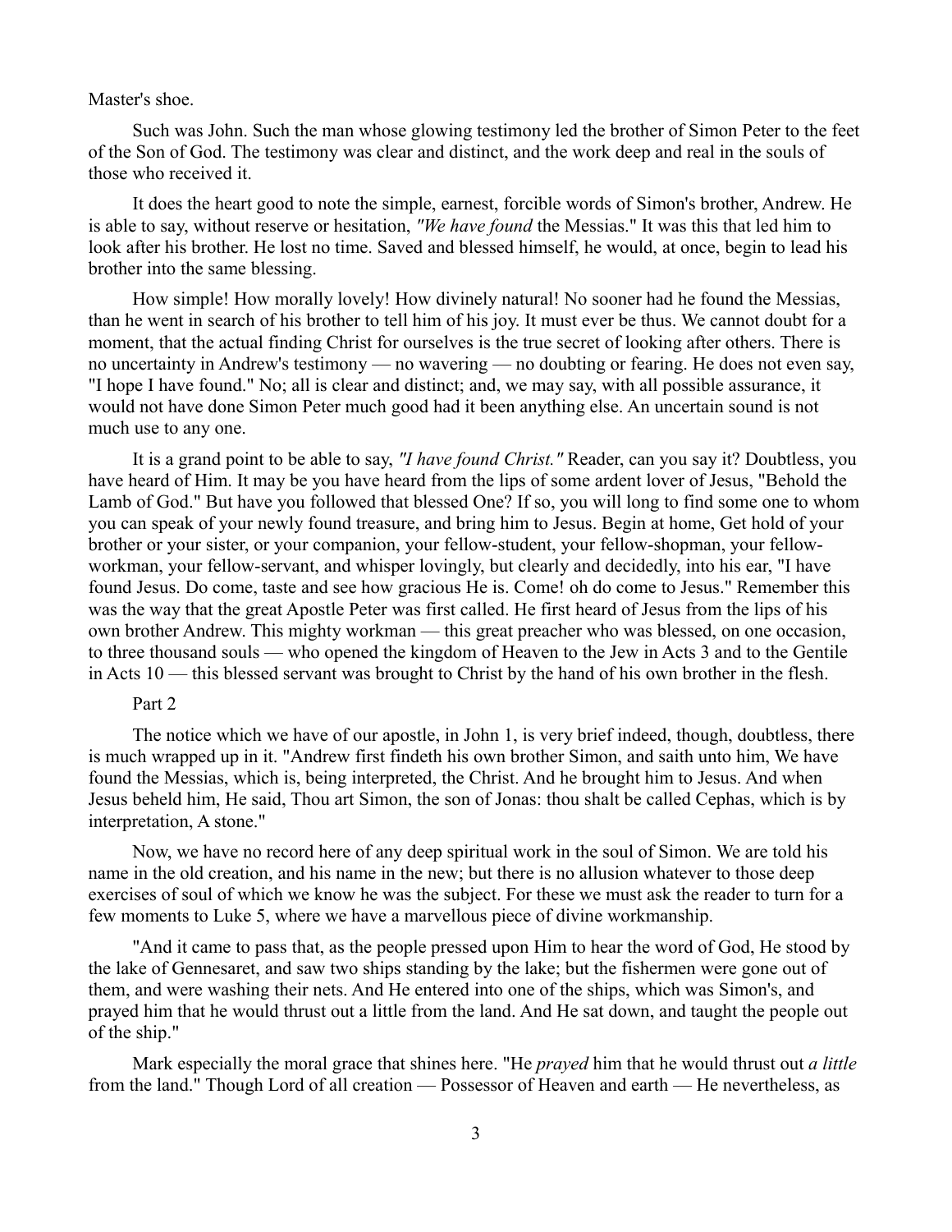Master's shoe.

Such was John. Such the man whose glowing testimony led the brother of Simon Peter to the feet of the Son of God. The testimony was clear and distinct, and the work deep and real in the souls of those who received it.

It does the heart good to note the simple, earnest, forcible words of Simon's brother, Andrew. He is able to say, without reserve or hesitation, *"We have found* the Messias." It was this that led him to look after his brother. He lost no time. Saved and blessed himself, he would, at once, begin to lead his brother into the same blessing.

How simple! How morally lovely! How divinely natural! No sooner had he found the Messias, than he went in search of his brother to tell him of his joy. It must ever be thus. We cannot doubt for a moment, that the actual finding Christ for ourselves is the true secret of looking after others. There is no uncertainty in Andrew's testimony — no wavering — no doubting or fearing. He does not even say, "I hope I have found." No; all is clear and distinct; and, we may say, with all possible assurance, it would not have done Simon Peter much good had it been anything else. An uncertain sound is not much use to any one.

It is a grand point to be able to say, *"I have found Christ."* Reader, can you say it? Doubtless, you have heard of Him. It may be you have heard from the lips of some ardent lover of Jesus, "Behold the Lamb of God." But have you followed that blessed One? If so, you will long to find some one to whom you can speak of your newly found treasure, and bring him to Jesus. Begin at home, Get hold of your brother or your sister, or your companion, your fellow-student, your fellow-shopman, your fellow-workman, your fellow-servant, and whisper lovingly, but clearly and decidedly, into his ear, "I have found Jesus. Do come, taste and see how gracious He is. Come! oh do come to Jesus." Remember this was the way that the great Apostle Peter was first called. He first heard of Jesus from the lips of his own brother Andrew. This mighty workman — this great preacher who was blessed, on one occasion, to three thousand souls — who opened the kingdom of Heaven to the Jew in Acts 3 and to the Gentile in Acts 10 — this blessed servant was brought to Christ by the hand of his own brother in the flesh.

Part 2

The notice which we have of our apostle, in John 1, is very brief indeed, though, doubtless, there is much wrapped up in it. "Andrew first findeth his own brother Simon, and saith unto him, We have found the Messias, which is, being interpreted, the Christ. And he brought him to Jesus. And when Jesus beheld him, He said, Thou art Simon, the son of Jonas: thou shalt be called Cephas, which is by interpretation, A stone."

Now, we have no record here of any deep spiritual work in the soul of Simon. We are told his name in the old creation, and his name in the new; but there is no allusion whatever to those deep exercises of soul of which we know he was the subject. For these we must ask the reader to turn for a few moments to Luke 5, where we have a marvellous piece of divine workmanship.

"And it came to pass that, as the people pressed upon Him to hear the word of God, He stood by the lake of Gennesaret, and saw two ships standing by the lake; but the fishermen were gone out of them, and were washing their nets. And He entered into one of the ships, which was Simon's, and prayed him that he would thrust out a little from the land. And He sat down, and taught the people out of the ship."

Mark especially the moral grace that shines here. "He *prayed* him that he would thrust out *a little* from the land." Though Lord of all creation — Possessor of Heaven and earth — He nevertheless, as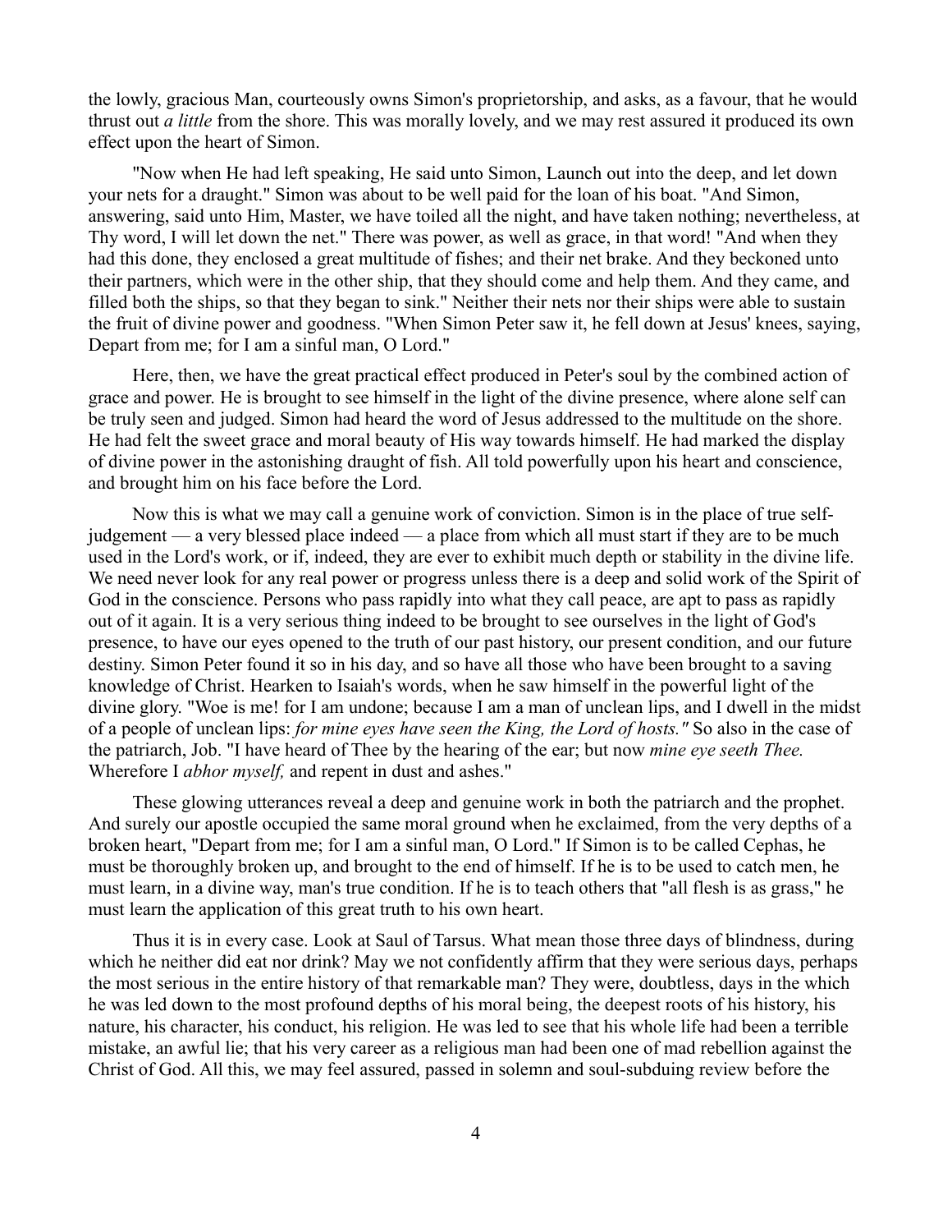the lowly, gracious Man, courteously owns Simon's proprietorship, and asks, as a favour, that he would thrust out *a little* from the shore. This was morally lovely, and we may rest assured it produced its own effect upon the heart of Simon.

"Now when He had left speaking, He said unto Simon, Launch out into the deep, and let down your nets for a draught." Simon was about to be well paid for the loan of his boat. "And Simon, answering, said unto Him, Master, we have toiled all the night, and have taken nothing; nevertheless, at Thy word, I will let down the net." There was power, as well as grace, in that word! "And when they had this done, they enclosed a great multitude of fishes; and their net brake. And they beckoned unto their partners, which were in the other ship, that they should come and help them. And they came, and filled both the ships, so that they began to sink." Neither their nets nor their ships were able to sustain the fruit of divine power and goodness. "When Simon Peter saw it, he fell down at Jesus' knees, saying, Depart from me; for I am a sinful man, O Lord."

Here, then, we have the great practical effect produced in Peter's soul by the combined action of grace and power. He is brought to see himself in the light of the divine presence, where alone self can be truly seen and judged. Simon had heard the word of Jesus addressed to the multitude on the shore. He had felt the sweet grace and moral beauty of His way towards himself. He had marked the display of divine power in the astonishing draught of fish. All told powerfully upon his heart and conscience, and brought him on his face before the Lord.

Now this is what we may call a genuine work of conviction. Simon is in the place of true self-judgement — a very blessed place indeed — a place from which all must start if they are to be much used in the Lord's work, or if, indeed, they are ever to exhibit much depth or stability in the divine life. We need never look for any real power or progress unless there is a deep and solid work of the Spirit of God in the conscience. Persons who pass rapidly into what they call peace, are apt to pass as rapidly out of it again. It is a very serious thing indeed to be brought to see ourselves in the light of God's presence, to have our eyes opened to the truth of our past history, our present condition, and our future destiny. Simon Peter found it so in his day, and so have all those who have been brought to a saving knowledge of Christ. Hearken to Isaiah's words, when he saw himself in the powerful light of the divine glory. "Woe is me! for I am undone; because I am a man of unclean lips, and I dwell in the midst of a people of unclean lips: *for mine eyes have seen the King, the Lord of hosts."* So also in the case of the patriarch, Job. "I have heard of Thee by the hearing of the ear; but now *mine eye seeth Thee.* Wherefore I *abhor myself,* and repent in dust and ashes."

These glowing utterances reveal a deep and genuine work in both the patriarch and the prophet. And surely our apostle occupied the same moral ground when he exclaimed, from the very depths of a broken heart, "Depart from me; for I am a sinful man, O Lord." If Simon is to be called Cephas, he must be thoroughly broken up, and brought to the end of himself. If he is to be used to catch men, he must learn, in a divine way, man's true condition. If he is to teach others that "all flesh is as grass," he must learn the application of this great truth to his own heart.

Thus it is in every case. Look at Saul of Tarsus. What mean those three days of blindness, during which he neither did eat nor drink? May we not confidently affirm that they were serious days, perhaps the most serious in the entire history of that remarkable man? They were, doubtless, days in the which he was led down to the most profound depths of his moral being, the deepest roots of his history, his nature, his character, his conduct, his religion. He was led to see that his whole life had been a terrible mistake, an awful lie; that his very career as a religious man had been one of mad rebellion against the Christ of God. All this, we may feel assured, passed in solemn and soul-subduing review before the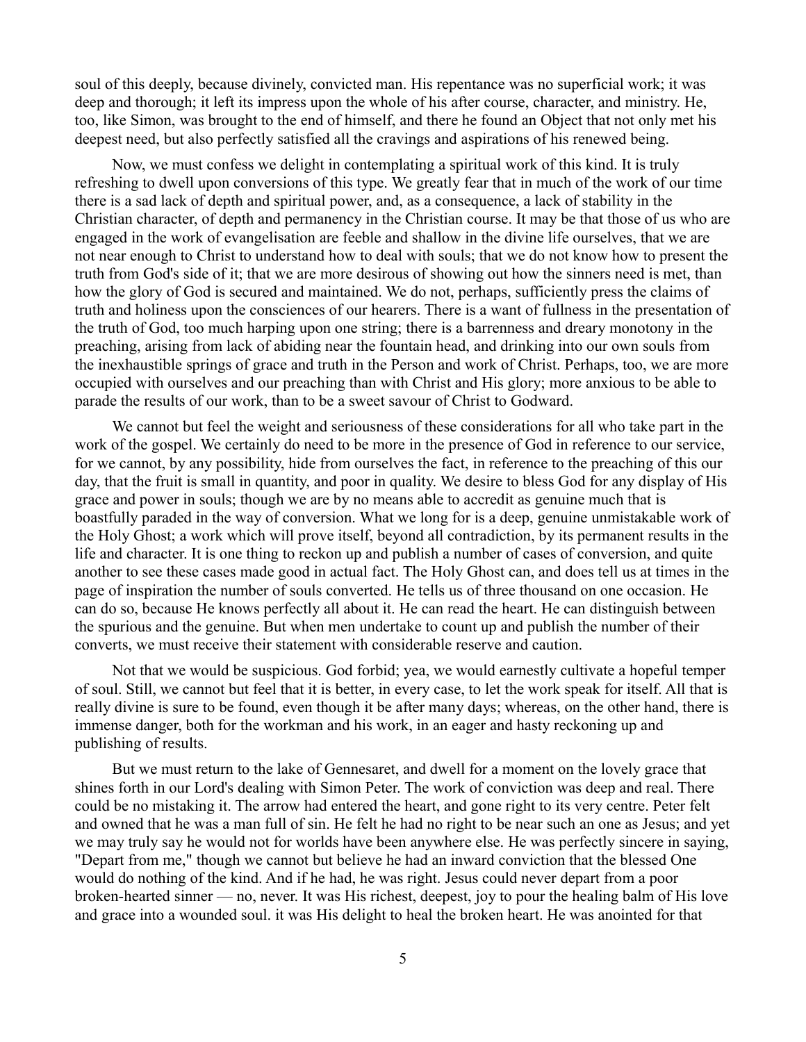soul of this deeply, because divinely, convicted man. His repentance was no superficial work; it was deep and thorough; it left its impress upon the whole of his after course, character, and ministry. He, too, like Simon, was brought to the end of himself, and there he found an Object that not only met his deepest need, but also perfectly satisfied all the cravings and aspirations of his renewed being.

Now, we must confess we delight in contemplating a spiritual work of this kind. It is truly refreshing to dwell upon conversions of this type. We greatly fear that in much of the work of our time there is a sad lack of depth and spiritual power, and, as a consequence, a lack of stability in the Christian character, of depth and permanency in the Christian course. It may be that those of us who are engaged in the work of evangelisation are feeble and shallow in the divine life ourselves, that we are not near enough to Christ to understand how to deal with souls; that we do not know how to present the truth from God's side of it; that we are more desirous of showing out how the sinners need is met, than how the glory of God is secured and maintained. We do not, perhaps, sufficiently press the claims of truth and holiness upon the consciences of our hearers. There is a want of fullness in the presentation of the truth of God, too much harping upon one string; there is a barrenness and dreary monotony in the preaching, arising from lack of abiding near the fountain head, and drinking into our own souls from the inexhaustible springs of grace and truth in the Person and work of Christ. Perhaps, too, we are more occupied with ourselves and our preaching than with Christ and His glory; more anxious to be able to parade the results of our work, than to be a sweet savour of Christ to Godward.

We cannot but feel the weight and seriousness of these considerations for all who take part in the work of the gospel. We certainly do need to be more in the presence of God in reference to our service, for we cannot, by any possibility, hide from ourselves the fact, in reference to the preaching of this our day, that the fruit is small in quantity, and poor in quality. We desire to bless God for any display of His grace and power in souls; though we are by no means able to accredit as genuine much that is boastfully paraded in the way of conversion. What we long for is a deep, genuine unmistakable work of the Holy Ghost; a work which will prove itself, beyond all contradiction, by its permanent results in the life and character. It is one thing to reckon up and publish a number of cases of conversion, and quite another to see these cases made good in actual fact. The Holy Ghost can, and does tell us at times in the page of inspiration the number of souls converted. He tells us of three thousand on one occasion. He can do so, because He knows perfectly all about it. He can read the heart. He can distinguish between the spurious and the genuine. But when men undertake to count up and publish the number of their converts, we must receive their statement with considerable reserve and caution.

Not that we would be suspicious. God forbid; yea, we would earnestly cultivate a hopeful temper of soul. Still, we cannot but feel that it is better, in every case, to let the work speak for itself. All that is really divine is sure to be found, even though it be after many days; whereas, on the other hand, there is immense danger, both for the workman and his work, in an eager and hasty reckoning up and publishing of results.

But we must return to the lake of Gennesaret, and dwell for a moment on the lovely grace that shines forth in our Lord's dealing with Simon Peter. The work of conviction was deep and real. There could be no mistaking it. The arrow had entered the heart, and gone right to its very centre. Peter felt and owned that he was a man full of sin. He felt he had no right to be near such an one as Jesus; and yet we may truly say he would not for worlds have been anywhere else. He was perfectly sincere in saying, "Depart from me," though we cannot but believe he had an inward conviction that the blessed One would do nothing of the kind. And if he had, he was right. Jesus could never depart from a poor broken-hearted sinner — no, never. It was His richest, deepest, joy to pour the healing balm of His love and grace into a wounded soul. it was His delight to heal the broken heart. He was anointed for that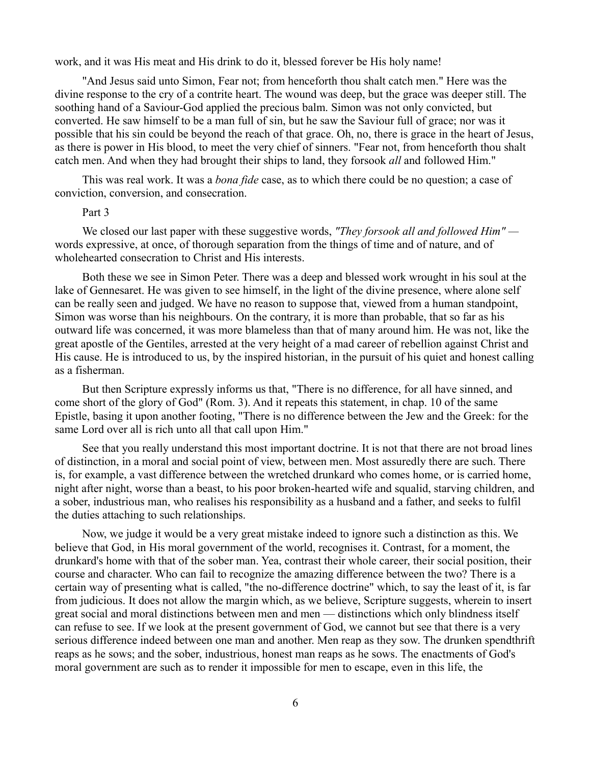work, and it was His meat and His drink to do it, blessed forever be His holy name!

"And Jesus said unto Simon, Fear not; from henceforth thou shalt catch men." Here was the divine response to the cry of a contrite heart. The wound was deep, but the grace was deeper still. The soothing hand of a Saviour-God applied the precious balm. Simon was not only convicted, but converted. He saw himself to be a man full of sin, but he saw the Saviour full of grace; nor was it possible that his sin could be beyond the reach of that grace. Oh, no, there is grace in the heart of Jesus, as there is power in His blood, to meet the very chief of sinners. "Fear not, from henceforth thou shalt catch men. And when they had brought their ships to land, they forsook *all* and followed Him."

This was real work. It was a *bona fide* case, as to which there could be no question; a case of conviction, conversion, and consecration.

## Part 3

We closed our last paper with these suggestive words, *"They forsook all and followed Him"* — words expressive, at once, of thorough separation from the things of time and of nature, and of wholehearted consecration to Christ and His interests.

Both these we see in Simon Peter. There was a deep and blessed work wrought in his soul at the lake of Gennesaret. He was given to see himself, in the light of the divine presence, where alone self can be really seen and judged. We have no reason to suppose that, viewed from a human standpoint, Simon was worse than his neighbours. On the contrary, it is more than probable, that so far as his outward life was concerned, it was more blameless than that of many around him. He was not, like the great apostle of the Gentiles, arrested at the very height of a mad career of rebellion against Christ and His cause. He is introduced to us, by the inspired historian, in the pursuit of his quiet and honest calling as a fisherman.

But then Scripture expressly informs us that, "There is no difference, for all have sinned, and come short of the glory of God" (Rom. 3). And it repeats this statement, in chap. 10 of the same Epistle, basing it upon another footing, "There is no difference between the Jew and the Greek: for the same Lord over all is rich unto all that call upon Him."

See that you really understand this most important doctrine. It is not that there are not broad lines of distinction, in a moral and social point of view, between men. Most assuredly there are such. There is, for example, a vast difference between the wretched drunkard who comes home, or is carried home, night after night, worse than a beast, to his poor broken-hearted wife and squalid, starving children, and a sober, industrious man, who realises his responsibility as a husband and a father, and seeks to fulfil the duties attaching to such relationships.

Now, we judge it would be a very great mistake indeed to ignore such a distinction as this. We believe that God, in His moral government of the world, recognises it. Contrast, for a moment, the drunkard's home with that of the sober man. Yea, contrast their whole career, their social position, their course and character. Who can fail to recognize the amazing difference between the two? There is a certain way of presenting what is called, "the no-difference doctrine" which, to say the least of it, is far from judicious. It does not allow the margin which, as we believe, Scripture suggests, wherein to insert great social and moral distinctions between men and men — distinctions which only blindness itself can refuse to see. If we look at the present government of God, we cannot but see that there is a very serious difference indeed between one man and another. Men reap as they sow. The drunken spendthrift reaps as he sows; and the sober, industrious, honest man reaps as he sows. The enactments of God's moral government are such as to render it impossible for men to escape, even in this life, the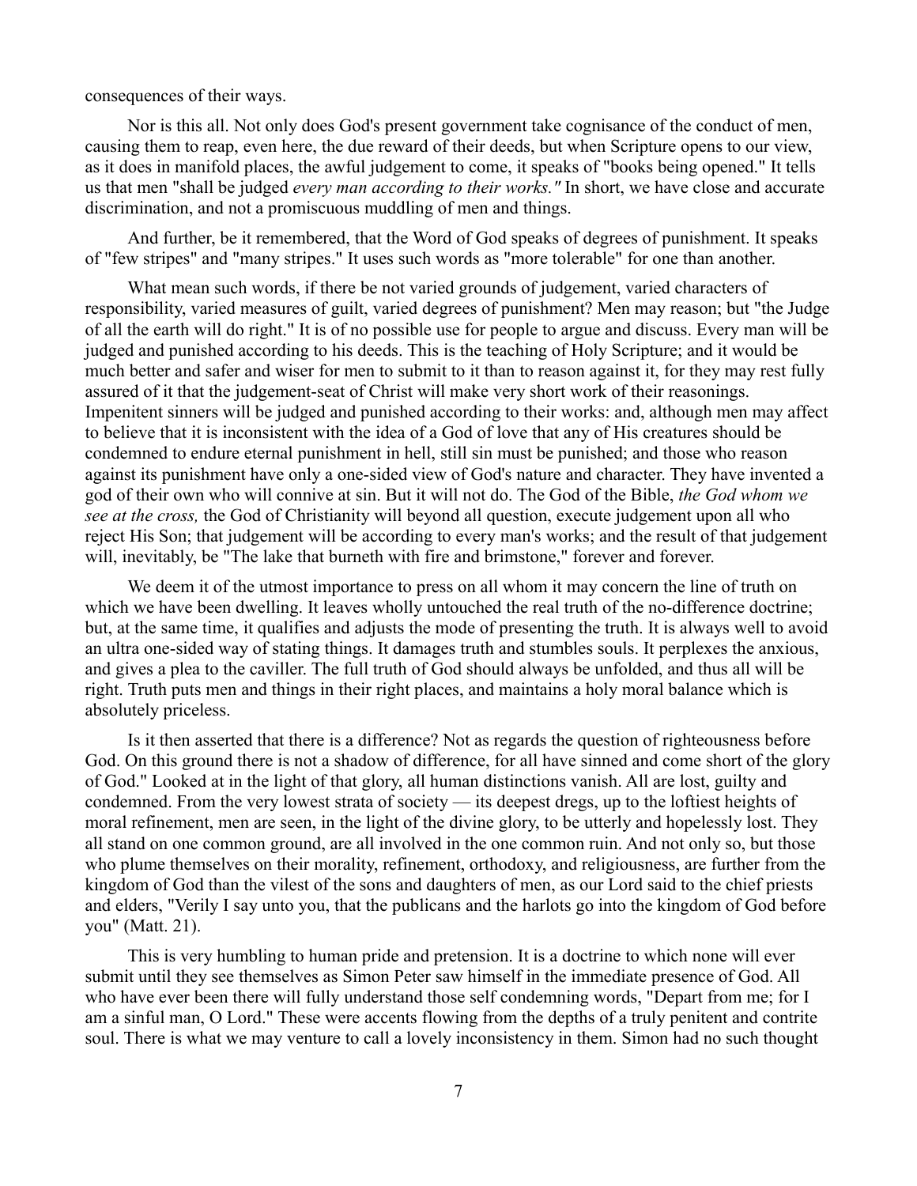consequences of their ways.

Nor is this all. Not only does God's present government take cognisance of the conduct of men, causing them to reap, even here, the due reward of their deeds, but when Scripture opens to our view, as it does in manifold places, the awful judgement to come, it speaks of "books being opened." It tells us that men "shall be judged *every man according to their works."* In short, we have close and accurate discrimination, and not a promiscuous muddling of men and things.

And further, be it remembered, that the Word of God speaks of degrees of punishment. It speaks of "few stripes" and "many stripes." It uses such words as "more tolerable" for one than another.

What mean such words, if there be not varied grounds of judgement, varied characters of responsibility, varied measures of guilt, varied degrees of punishment? Men may reason; but "the Judge of all the earth will do right." It is of no possible use for people to argue and discuss. Every man will be judged and punished according to his deeds. This is the teaching of Holy Scripture; and it would be much better and safer and wiser for men to submit to it than to reason against it, for they may rest fully assured of it that the judgement-seat of Christ will make very short work of their reasonings. Impenitent sinners will be judged and punished according to their works: and, although men may affect to believe that it is inconsistent with the idea of a God of love that any of His creatures should be condemned to endure eternal punishment in hell, still sin must be punished; and those who reason against its punishment have only a one-sided view of God's nature and character. They have invented a god of their own who will connive at sin. But it will not do. The God of the Bible, *the God whom we see at the cross,* the God of Christianity will beyond all question, execute judgement upon all who reject His Son; that judgement will be according to every man's works; and the result of that judgement will, inevitably, be "The lake that burneth with fire and brimstone," forever and forever.

We deem it of the utmost importance to press on all whom it may concern the line of truth on which we have been dwelling. It leaves wholly untouched the real truth of the no-difference doctrine; but, at the same time, it qualifies and adjusts the mode of presenting the truth. It is always well to avoid an ultra one-sided way of stating things. It damages truth and stumbles souls. It perplexes the anxious, and gives a plea to the caviller. The full truth of God should always be unfolded, and thus all will be right. Truth puts men and things in their right places, and maintains a holy moral balance which is absolutely priceless.

Is it then asserted that there is a difference? Not as regards the question of righteousness before God. On this ground there is not a shadow of difference, for all have sinned and come short of the glory of God." Looked at in the light of that glory, all human distinctions vanish. All are lost, guilty and condemned. From the very lowest strata of society — its deepest dregs, up to the loftiest heights of moral refinement, men are seen, in the light of the divine glory, to be utterly and hopelessly lost. They all stand on one common ground, are all involved in the one common ruin. And not only so, but those who plume themselves on their morality, refinement, orthodoxy, and religiousness, are further from the kingdom of God than the vilest of the sons and daughters of men, as our Lord said to the chief priests and elders, "Verily I say unto you, that the publicans and the harlots go into the kingdom of God before you" (Matt. 21).

This is very humbling to human pride and pretension. It is a doctrine to which none will ever submit until they see themselves as Simon Peter saw himself in the immediate presence of God. All who have ever been there will fully understand those self condemning words, "Depart from me; for I am a sinful man, O Lord." These were accents flowing from the depths of a truly penitent and contrite soul. There is what we may venture to call a lovely inconsistency in them. Simon had no such thought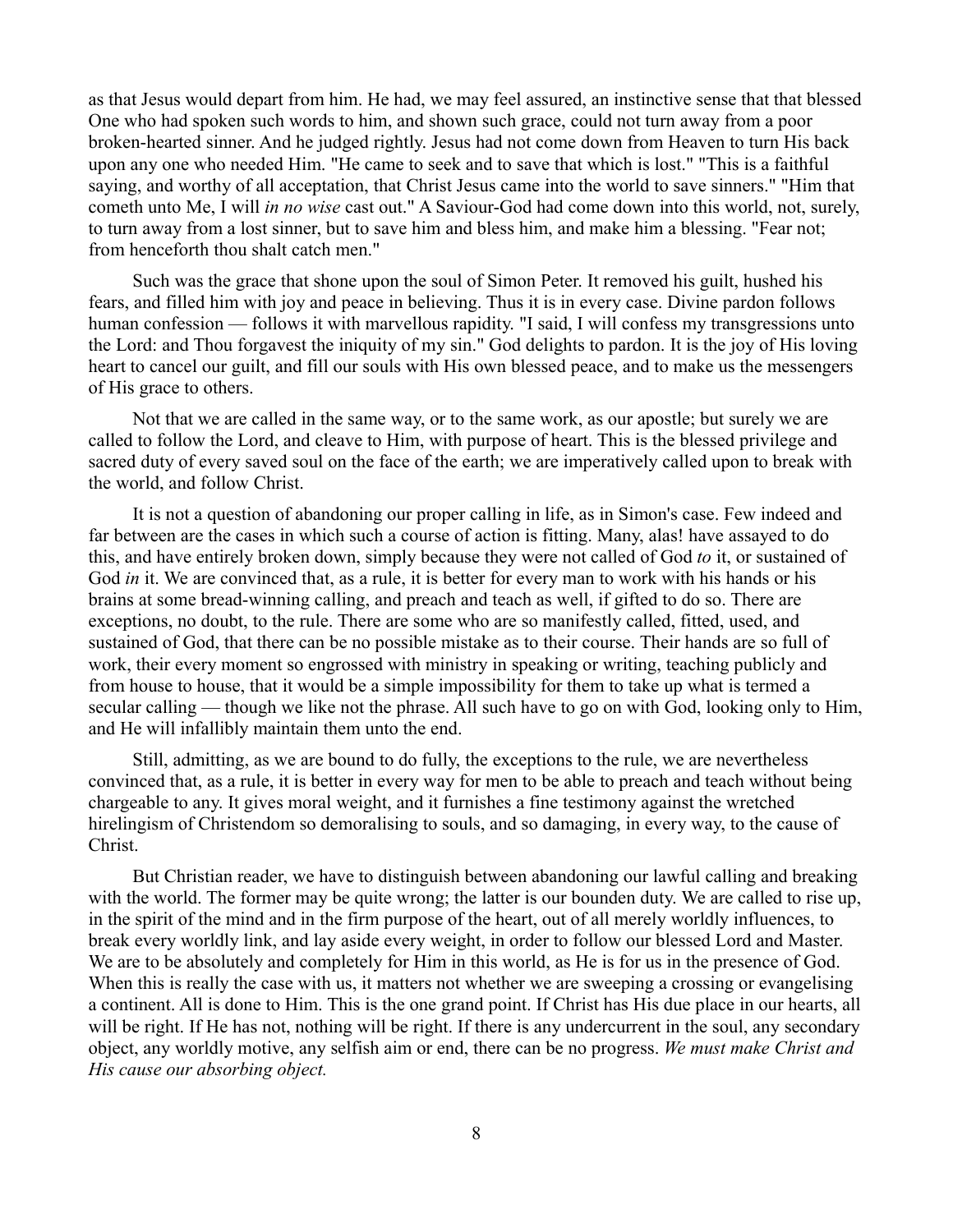as that Jesus would depart from him. He had, we may feel assured, an instinctive sense that that blessed One who had spoken such words to him, and shown such grace, could not turn away from a poor broken-hearted sinner. And he judged rightly. Jesus had not come down from Heaven to turn His back upon any one who needed Him. "He came to seek and to save that which is lost." "This is a faithful saying, and worthy of all acceptation, that Christ Jesus came into the world to save sinners." "Him that cometh unto Me, I will *in no wise* cast out." A Saviour-God had come down into this world, not, surely, to turn away from a lost sinner, but to save him and bless him, and make him a blessing. "Fear not; from henceforth thou shalt catch men."

Such was the grace that shone upon the soul of Simon Peter. It removed his guilt, hushed his fears, and filled him with joy and peace in believing. Thus it is in every case. Divine pardon follows human confession — follows it with marvellous rapidity. "I said, I will confess my transgressions unto the Lord: and Thou forgavest the iniquity of my sin." God delights to pardon. It is the joy of His loving heart to cancel our guilt, and fill our souls with His own blessed peace, and to make us the messengers of His grace to others.

Not that we are called in the same way, or to the same work, as our apostle; but surely we are called to follow the Lord, and cleave to Him, with purpose of heart. This is the blessed privilege and sacred duty of every saved soul on the face of the earth; we are imperatively called upon to break with the world, and follow Christ.

It is not a question of abandoning our proper calling in life, as in Simon's case. Few indeed and far between are the cases in which such a course of action is fitting. Many, alas! have assayed to do this, and have entirely broken down, simply because they were not called of God *to* it, or sustained of God *in* it. We are convinced that, as a rule, it is better for every man to work with his hands or his brains at some bread-winning calling, and preach and teach as well, if gifted to do so. There are exceptions, no doubt, to the rule. There are some who are so manifestly called, fitted, used, and sustained of God, that there can be no possible mistake as to their course. Their hands are so full of work, their every moment so engrossed with ministry in speaking or writing, teaching publicly and from house to house, that it would be a simple impossibility for them to take up what is termed a secular calling — though we like not the phrase. All such have to go on with God, looking only to Him, and He will infallibly maintain them unto the end.

Still, admitting, as we are bound to do fully, the exceptions to the rule, we are nevertheless convinced that, as a rule, it is better in every way for men to be able to preach and teach without being chargeable to any. It gives moral weight, and it furnishes a fine testimony against the wretched hirelingism of Christendom so demoralising to souls, and so damaging, in every way, to the cause of Christ.

But Christian reader, we have to distinguish between abandoning our lawful calling and breaking with the world. The former may be quite wrong; the latter is our bounden duty. We are called to rise up, in the spirit of the mind and in the firm purpose of the heart, out of all merely worldly influences, to break every worldly link, and lay aside every weight, in order to follow our blessed Lord and Master. We are to be absolutely and completely for Him in this world, as He is for us in the presence of God. When this is really the case with us, it matters not whether we are sweeping a crossing or evangelising a continent. All is done to Him. This is the one grand point. If Christ has His due place in our hearts, all will be right. If He has not, nothing will be right. If there is any undercurrent in the soul, any secondary object, any worldly motive, any selfish aim or end, there can be no progress. *We must make Christ and His cause our absorbing object.*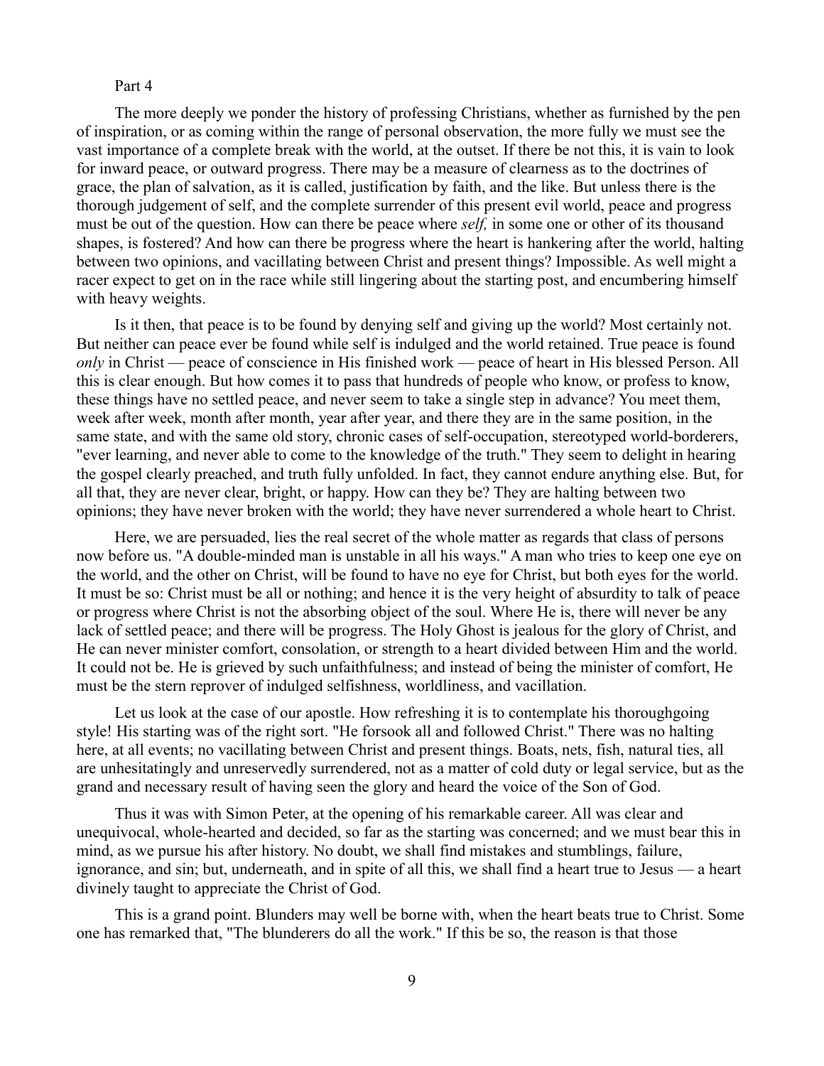Part 4

The more deeply we ponder the history of professing Christians, whether as furnished by the pen of inspiration, or as coming within the range of personal observation, the more fully we must see the vast importance of a complete break with the world, at the outset. If there be not this, it is vain to look for inward peace, or outward progress. There may be a measure of clearness as to the doctrines of grace, the plan of salvation, as it is called, justification by faith, and the like. But unless there is the thorough judgement of self, and the complete surrender of this present evil world, peace and progress must be out of the question. How can there be peace where *self,* in some one or other of its thousand shapes, is fostered? And how can there be progress where the heart is hankering after the world, halting between two opinions, and vacillating between Christ and present things? Impossible. As well might a racer expect to get on in the race while still lingering about the starting post, and encumbering himself with heavy weights.

Is it then, that peace is to be found by denying self and giving up the world? Most certainly not. But neither can peace ever be found while self is indulged and the world retained. True peace is found *only* in Christ — peace of conscience in His finished work — peace of heart in His blessed Person. All this is clear enough. But how comes it to pass that hundreds of people who know, or profess to know, these things have no settled peace, and never seem to take a single step in advance? You meet them, week after week, month after month, year after year, and there they are in the same position, in the same state, and with the same old story, chronic cases of self-occupation, stereotyped world-borderers, "ever learning, and never able to come to the knowledge of the truth." They seem to delight in hearing the gospel clearly preached, and truth fully unfolded. In fact, they cannot endure anything else. But, for all that, they are never clear, bright, or happy. How can they be? They are halting between two opinions; they have never broken with the world; they have never surrendered a whole heart to Christ.

Here, we are persuaded, lies the real secret of the whole matter as regards that class of persons now before us. "A double-minded man is unstable in all his ways." A man who tries to keep one eye on the world, and the other on Christ, will be found to have no eye for Christ, but both eyes for the world. It must be so: Christ must be all or nothing; and hence it is the very height of absurdity to talk of peace or progress where Christ is not the absorbing object of the soul. Where He is, there will never be any lack of settled peace; and there will be progress. The Holy Ghost is jealous for the glory of Christ, and He can never minister comfort, consolation, or strength to a heart divided between Him and the world. It could not be. He is grieved by such unfaithfulness; and instead of being the minister of comfort, He must be the stern reprover of indulged selfishness, worldliness, and vacillation.

Let us look at the case of our apostle. How refreshing it is to contemplate his thoroughgoing style! His starting was of the right sort. "He forsook all and followed Christ." There was no halting here, at all events; no vacillating between Christ and present things. Boats, nets, fish, natural ties, all are unhesitatingly and unreservedly surrendered, not as a matter of cold duty or legal service, but as the grand and necessary result of having seen the glory and heard the voice of the Son of God.

Thus it was with Simon Peter, at the opening of his remarkable career. All was clear and unequivocal, whole-hearted and decided, so far as the starting was concerned; and we must bear this in mind, as we pursue his after history. No doubt, we shall find mistakes and stumblings, failure, ignorance, and sin; but, underneath, and in spite of all this, we shall find a heart true to Jesus — a heart divinely taught to appreciate the Christ of God.

This is a grand point. Blunders may well be borne with, when the heart beats true to Christ. Some one has remarked that, "The blunderers do all the work." If this be so, the reason is that those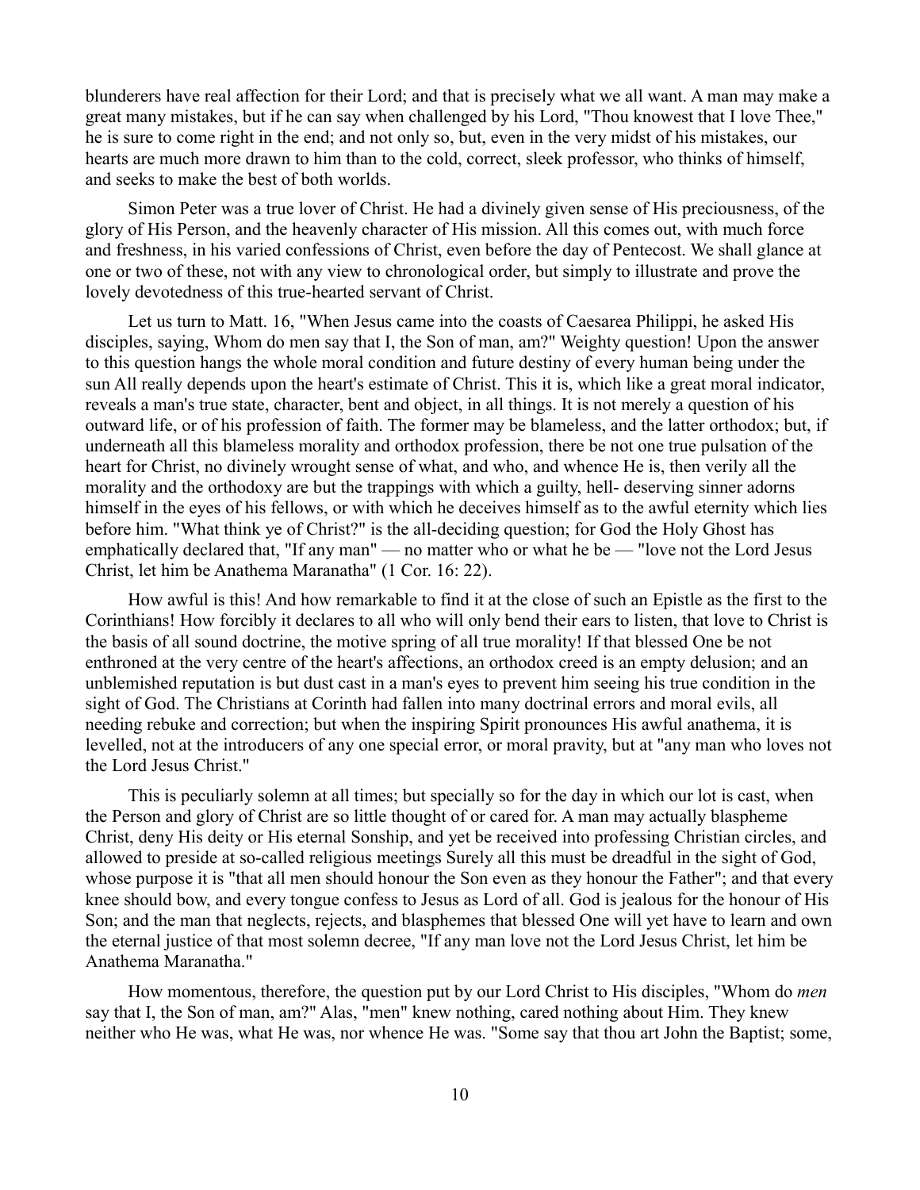blunderers have real affection for their Lord; and that is precisely what we all want. A man may make a great many mistakes, but if he can say when challenged by his Lord, "Thou knowest that I love Thee," he is sure to come right in the end; and not only so, but, even in the very midst of his mistakes, our hearts are much more drawn to him than to the cold, correct, sleek professor, who thinks of himself, and seeks to make the best of both worlds.

Simon Peter was a true lover of Christ. He had a divinely given sense of His preciousness, of the glory of His Person, and the heavenly character of His mission. All this comes out, with much force and freshness, in his varied confessions of Christ, even before the day of Pentecost. We shall glance at one or two of these, not with any view to chronological order, but simply to illustrate and prove the lovely devotedness of this true-hearted servant of Christ.

Let us turn to Matt. 16, "When Jesus came into the coasts of Caesarea Philippi, he asked His disciples, saying, Whom do men say that I, the Son of man, am?" Weighty question! Upon the answer to this question hangs the whole moral condition and future destiny of every human being under the sun All really depends upon the heart's estimate of Christ. This it is, which like a great moral indicator, reveals a man's true state, character, bent and object, in all things. It is not merely a question of his outward life, or of his profession of faith. The former may be blameless, and the latter orthodox; but, if underneath all this blameless morality and orthodox profession, there be not one true pulsation of the heart for Christ, no divinely wrought sense of what, and who, and whence He is, then verily all the morality and the orthodoxy are but the trappings with which a guilty, hell- deserving sinner adorns himself in the eyes of his fellows, or with which he deceives himself as to the awful eternity which lies before him. "What think ye of Christ?" is the all-deciding question; for God the Holy Ghost has emphatically declared that, "If any man" — no matter who or what he be — "love not the Lord Jesus Christ, let him be Anathema Maranatha" (1 Cor. 16: 22).

How awful is this! And how remarkable to find it at the close of such an Epistle as the first to the Corinthians! How forcibly it declares to all who will only bend their ears to listen, that love to Christ is the basis of all sound doctrine, the motive spring of all true morality! If that blessed One be not enthroned at the very centre of the heart's affections, an orthodox creed is an empty delusion; and an unblemished reputation is but dust cast in a man's eyes to prevent him seeing his true condition in the sight of God. The Christians at Corinth had fallen into many doctrinal errors and moral evils, all needing rebuke and correction; but when the inspiring Spirit pronounces His awful anathema, it is levelled, not at the introducers of any one special error, or moral pravity, but at "any man who loves not the Lord Jesus Christ."

This is peculiarly solemn at all times; but specially so for the day in which our lot is cast, when the Person and glory of Christ are so little thought of or cared for. A man may actually blaspheme Christ, deny His deity or His eternal Sonship, and yet be received into professing Christian circles, and allowed to preside at so-called religious meetings Surely all this must be dreadful in the sight of God, whose purpose it is "that all men should honour the Son even as they honour the Father"; and that every knee should bow, and every tongue confess to Jesus as Lord of all. God is jealous for the honour of His Son; and the man that neglects, rejects, and blasphemes that blessed One will yet have to learn and own the eternal justice of that most solemn decree, "If any man love not the Lord Jesus Christ, let him be Anathema Maranatha."

How momentous, therefore, the question put by our Lord Christ to His disciples, "Whom do *men* say that I, the Son of man, am?" Alas, "men" knew nothing, cared nothing about Him. They knew neither who He was, what He was, nor whence He was. "Some say that thou art John the Baptist; some,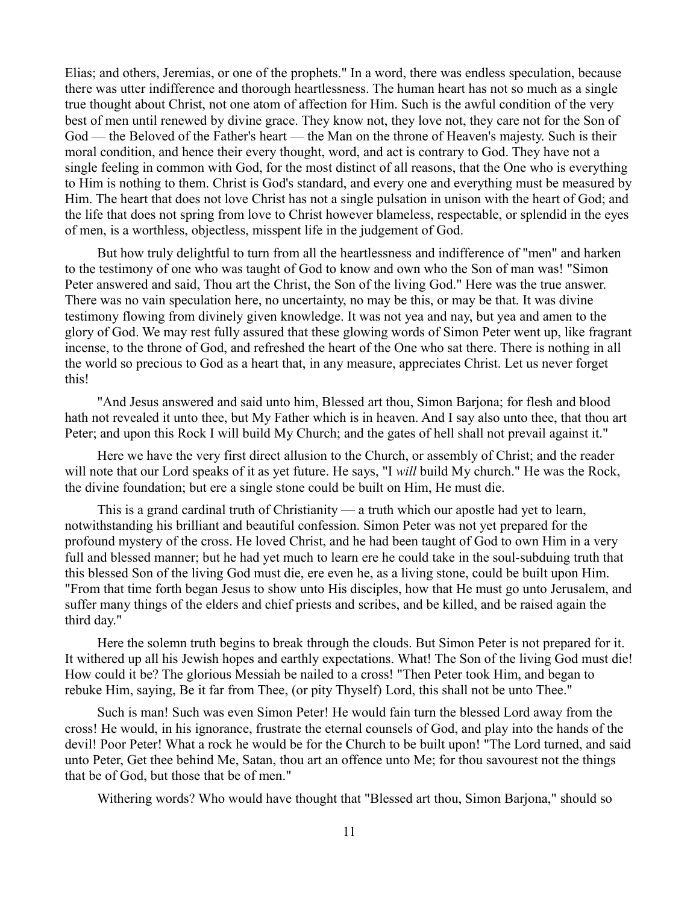Elias; and others, Jeremias, or one of the prophets." In a word, there was endless speculation, because there was utter indifference and thorough heartlessness. The human heart has not so much as a single true thought about Christ, not one atom of affection for Him. Such is the awful condition of the very best of men until renewed by divine grace. They know not, they love not, they care not for the Son of God — the Beloved of the Father's heart — the Man on the throne of Heaven's majesty. Such is their moral condition, and hence their every thought, word, and act is contrary to God. They have not a single feeling in common with God, for the most distinct of all reasons, that the One who is everything to Him is nothing to them. Christ is God's standard, and every one and everything must be measured by Him. The heart that does not love Christ has not a single pulsation in unison with the heart of God; and the life that does not spring from love to Christ however blameless, respectable, or splendid in the eyes of men, is a worthless, objectless, misspent life in the judgement of God.

But how truly delightful to turn from all the heartlessness and indifference of "men" and harken to the testimony of one who was taught of God to know and own who the Son of man was! "Simon Peter answered and said, Thou art the Christ, the Son of the living God." Here was the true answer. There was no vain speculation here, no uncertainty, no may be this, or may be that. It was divine testimony flowing from divinely given knowledge. It was not yea and nay, but yea and amen to the glory of God. We may rest fully assured that these glowing words of Simon Peter went up, like fragrant incense, to the throne of God, and refreshed the heart of the One who sat there. There is nothing in all the world so precious to God as a heart that, in any measure, appreciates Christ. Let us never forget this!

"And Jesus answered and said unto him, Blessed art thou, Simon Barjona; for flesh and blood hath not revealed it unto thee, but My Father which is in heaven. And I say also unto thee, that thou art Peter; and upon this Rock I will build My Church; and the gates of hell shall not prevail against it."

Here we have the very first direct allusion to the Church, or assembly of Christ; and the reader will note that our Lord speaks of it as yet future. He says, "I *will* build My church." He was the Rock, the divine foundation; but ere a single stone could be built on Him, He must die.

This is a grand cardinal truth of Christianity — a truth which our apostle had yet to learn, notwithstanding his brilliant and beautiful confession. Simon Peter was not yet prepared for the profound mystery of the cross. He loved Christ, and he had been taught of God to own Him in a very full and blessed manner; but he had yet much to learn ere he could take in the soul-subduing truth that this blessed Son of the living God must die, ere even he, as a living stone, could be built upon Him. "From that time forth began Jesus to show unto His disciples, how that He must go unto Jerusalem, and suffer many things of the elders and chief priests and scribes, and be killed, and be raised again the third day."

Here the solemn truth begins to break through the clouds. But Simon Peter is not prepared for it. It withered up all his Jewish hopes and earthly expectations. What! The Son of the living God must die! How could it be? The glorious Messiah be nailed to a cross! "Then Peter took Him, and began to rebuke Him, saying, Be it far from Thee, (or pity Thyself) Lord, this shall not be unto Thee."

Such is man! Such was even Simon Peter! He would fain turn the blessed Lord away from the cross! He would, in his ignorance, frustrate the eternal counsels of God, and play into the hands of the devil! Poor Peter! What a rock he would be for the Church to be built upon! "The Lord turned, and said unto Peter, Get thee behind Me, Satan, thou art an offence unto Me; for thou savourest not the things that be of God, but those that be of men."

Withering words? Who would have thought that "Blessed art thou, Simon Barjona," should so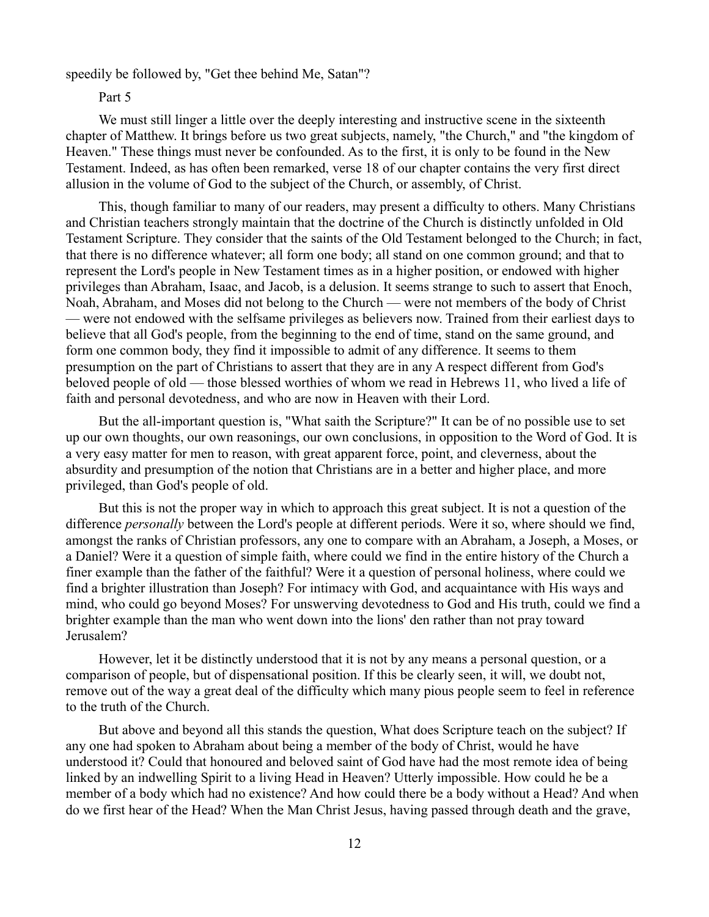speedily be followed by, "Get thee behind Me, Satan"?

## Part 5

We must still linger a little over the deeply interesting and instructive scene in the sixteenth chapter of Matthew. It brings before us two great subjects, namely, "the Church," and "the kingdom of Heaven." These things must never be confounded. As to the first, it is only to be found in the New Testament. Indeed, as has often been remarked, verse 18 of our chapter contains the very first direct allusion in the volume of God to the subject of the Church, or assembly, of Christ.

This, though familiar to many of our readers, may present a difficulty to others. Many Christians and Christian teachers strongly maintain that the doctrine of the Church is distinctly unfolded in Old Testament Scripture. They consider that the saints of the Old Testament belonged to the Church; in fact, that there is no difference whatever; all form one body; all stand on one common ground; and that to represent the Lord's people in New Testament times as in a higher position, or endowed with higher privileges than Abraham, Isaac, and Jacob, is a delusion. It seems strange to such to assert that Enoch, Noah, Abraham, and Moses did not belong to the Church — were not members of the body of Christ — were not endowed with the selfsame privileges as believers now. Trained from their earliest days to believe that all God's people, from the beginning to the end of time, stand on the same ground, and form one common body, they find it impossible to admit of any difference. It seems to them presumption on the part of Christians to assert that they are in any A respect different from God's beloved people of old — those blessed worthies of whom we read in Hebrews 11, who lived a life of faith and personal devotedness, and who are now in Heaven with their Lord.

But the all-important question is, "What saith the Scripture?" It can be of no possible use to set up our own thoughts, our own reasonings, our own conclusions, in opposition to the Word of God. It is a very easy matter for men to reason, with great apparent force, point, and cleverness, about the absurdity and presumption of the notion that Christians are in a better and higher place, and more privileged, than God's people of old.

But this is not the proper way in which to approach this great subject. It is not a question of the difference *personally* between the Lord's people at different periods. Were it so, where should we find, amongst the ranks of Christian professors, any one to compare with an Abraham, a Joseph, a Moses, or a Daniel? Were it a question of simple faith, where could we find in the entire history of the Church a finer example than the father of the faithful? Were it a question of personal holiness, where could we find a brighter illustration than Joseph? For intimacy with God, and acquaintance with His ways and mind, who could go beyond Moses? For unswerving devotedness to God and His truth, could we find a brighter example than the man who went down into the lions' den rather than not pray toward Jerusalem?

However, let it be distinctly understood that it is not by any means a personal question, or a comparison of people, but of dispensational position. If this be clearly seen, it will, we doubt not, remove out of the way a great deal of the difficulty which many pious people seem to feel in reference to the truth of the Church.

But above and beyond all this stands the question, What does Scripture teach on the subject? If any one had spoken to Abraham about being a member of the body of Christ, would he have understood it? Could that honoured and beloved saint of God have had the most remote idea of being linked by an indwelling Spirit to a living Head in Heaven? Utterly impossible. How could he be a member of a body which had no existence? And how could there be a body without a Head? And when do we first hear of the Head? When the Man Christ Jesus, having passed through death and the grave,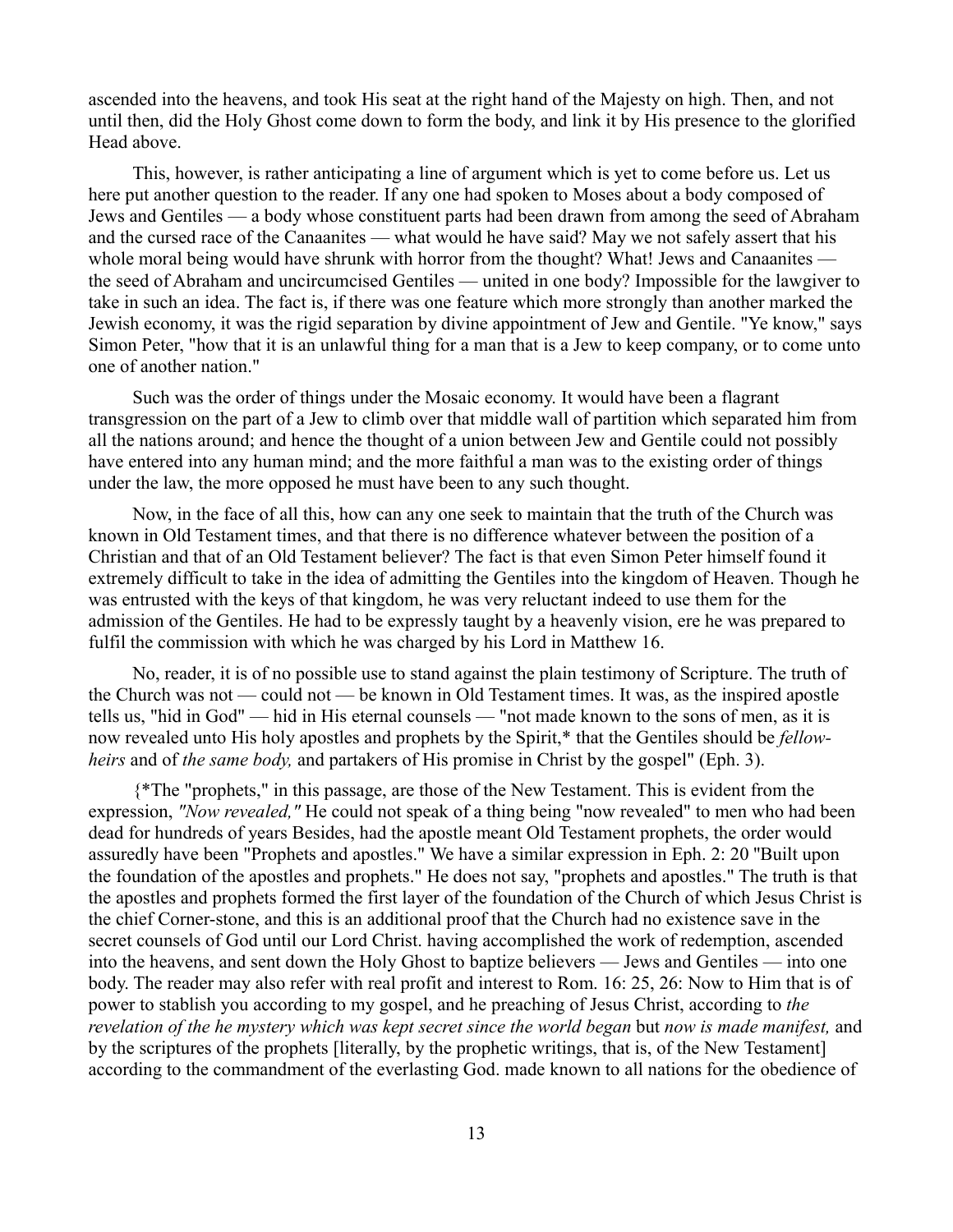ascended into the heavens, and took His seat at the right hand of the Majesty on high. Then, and not until then, did the Holy Ghost come down to form the body, and link it by His presence to the glorified Head above.

This, however, is rather anticipating a line of argument which is yet to come before us. Let us here put another question to the reader. If any one had spoken to Moses about a body composed of Jews and Gentiles — a body whose constituent parts had been drawn from among the seed of Abraham and the cursed race of the Canaanites — what would he have said? May we not safely assert that his whole moral being would have shrunk with horror from the thought? What! Jews and Canaanites — the seed of Abraham and uncircumcised Gentiles — united in one body? Impossible for the lawgiver to take in such an idea. The fact is, if there was one feature which more strongly than another marked the Jewish economy, it was the rigid separation by divine appointment of Jew and Gentile. "Ye know," says Simon Peter, "how that it is an unlawful thing for a man that is a Jew to keep company, or to come unto one of another nation."

Such was the order of things under the Mosaic economy. It would have been a flagrant transgression on the part of a Jew to climb over that middle wall of partition which separated him from all the nations around; and hence the thought of a union between Jew and Gentile could not possibly have entered into any human mind; and the more faithful a man was to the existing order of things under the law, the more opposed he must have been to any such thought.

Now, in the face of all this, how can any one seek to maintain that the truth of the Church was known in Old Testament times, and that there is no difference whatever between the position of a Christian and that of an Old Testament believer? The fact is that even Simon Peter himself found it extremely difficult to take in the idea of admitting the Gentiles into the kingdom of Heaven. Though he was entrusted with the keys of that kingdom, he was very reluctant indeed to use them for the admission of the Gentiles. He had to be expressly taught by a heavenly vision, ere he was prepared to fulfil the commission with which he was charged by his Lord in Matthew 16.

No, reader, it is of no possible use to stand against the plain testimony of Scripture. The truth of the Church was not — could not — be known in Old Testament times. It was, as the inspired apostle tells us, "hid in God" — hid in His eternal counsels — "not made known to the sons of men, as it is now revealed unto His holy apostles and prophets by the Spirit,* that the Gentiles should be *fellow-heirs* and of *the same body,* and partakers of His promise in Christ by the gospel" (Eph. 3).

{*The "prophets," in this passage, are those of the New Testament. This is evident from the expression, *"Now revealed,"* He could not speak of a thing being "now revealed" to men who had been dead for hundreds of years Besides, had the apostle meant Old Testament prophets, the order would assuredly have been "Prophets and apostles." We have a similar expression in Eph. 2: 20 "Built upon the foundation of the apostles and prophets." He does not say, "prophets and apostles." The truth is that the apostles and prophets formed the first layer of the foundation of the Church of which Jesus Christ is the chief Corner-stone, and this is an additional proof that the Church had no existence save in the secret counsels of God until our Lord Christ. having accomplished the work of redemption, ascended into the heavens, and sent down the Holy Ghost to baptize believers — Jews and Gentiles — into one body. The reader may also refer with real profit and interest to Rom. 16: 25, 26: Now to Him that is of power to stablish you according to my gospel, and he preaching of Jesus Christ, according to *the revelation of the he mystery which was kept secret since the world began* but *now is made manifest,* and by the scriptures of the prophets [literally, by the prophetic writings, that is, of the New Testament] according to the commandment of the everlasting God. made known to all nations for the obedience of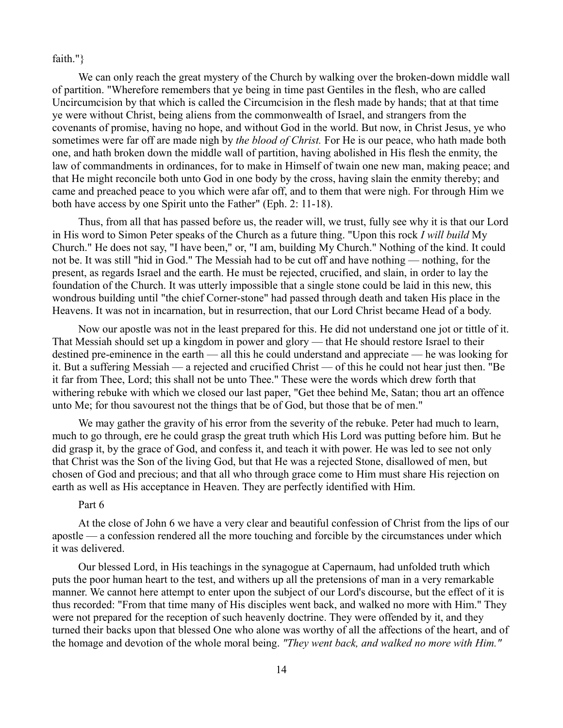faith."}

We can only reach the great mystery of the Church by walking over the broken-down middle wall of partition. "Wherefore remembers that ye being in time past Gentiles in the flesh, who are called Uncircumcision by that which is called the Circumcision in the flesh made by hands; that at that time ye were without Christ, being aliens from the commonwealth of Israel, and strangers from the covenants of promise, having no hope, and without God in the world. But now, in Christ Jesus, ye who sometimes were far off are made nigh by *the blood of Christ.* For He is our peace, who hath made both one, and hath broken down the middle wall of partition, having abolished in His flesh the enmity, the law of commandments in ordinances, for to make in Himself of twain one new man, making peace; and that He might reconcile both unto God in one body by the cross, having slain the enmity thereby; and came and preached peace to you which were afar off, and to them that were nigh. For through Him we both have access by one Spirit unto the Father" (Eph. 2: 11-18).

Thus, from all that has passed before us, the reader will, we trust, fully see why it is that our Lord in His word to Simon Peter speaks of the Church as a future thing. "Upon this rock *I will build* My Church." He does not say, "I have been," or, "I am, building My Church." Nothing of the kind. It could not be. It was still "hid in God." The Messiah had to be cut off and have nothing — nothing, for the present, as regards Israel and the earth. He must be rejected, crucified, and slain, in order to lay the foundation of the Church. It was utterly impossible that a single stone could be laid in this new, this wondrous building until "the chief Corner-stone" had passed through death and taken His place in the Heavens. It was not in incarnation, but in resurrection, that our Lord Christ became Head of a body.

Now our apostle was not in the least prepared for this. He did not understand one jot or tittle of it. That Messiah should set up a kingdom in power and glory — that He should restore Israel to their destined pre-eminence in the earth — all this he could understand and appreciate — he was looking for it. But a suffering Messiah — a rejected and crucified Christ — of this he could not hear just then. "Be it far from Thee, Lord; this shall not be unto Thee." These were the words which drew forth that withering rebuke with which we closed our last paper, "Get thee behind Me, Satan; thou art an offence unto Me; for thou savourest not the things that be of God, but those that be of men."

We may gather the gravity of his error from the severity of the rebuke. Peter had much to learn, much to go through, ere he could grasp the great truth which His Lord was putting before him. But he did grasp it, by the grace of God, and confess it, and teach it with power. He was led to see not only that Christ was the Son of the living God, but that He was a rejected Stone, disallowed of men, but chosen of God and precious; and that all who through grace come to Him must share His rejection on earth as well as His acceptance in Heaven. They are perfectly identified with Him.

Part 6

At the close of John 6 we have a very clear and beautiful confession of Christ from the lips of our apostle — a confession rendered all the more touching and forcible by the circumstances under which it was delivered.

Our blessed Lord, in His teachings in the synagogue at Capernaum, had unfolded truth which puts the poor human heart to the test, and withers up all the pretensions of man in a very remarkable manner. We cannot here attempt to enter upon the subject of our Lord's discourse, but the effect of it is thus recorded: "From that time many of His disciples went back, and walked no more with Him." They were not prepared for the reception of such heavenly doctrine. They were offended by it, and they turned their backs upon that blessed One who alone was worthy of all the affections of the heart, and of the homage and devotion of the whole moral being. *"They went back, and walked no more with Him."*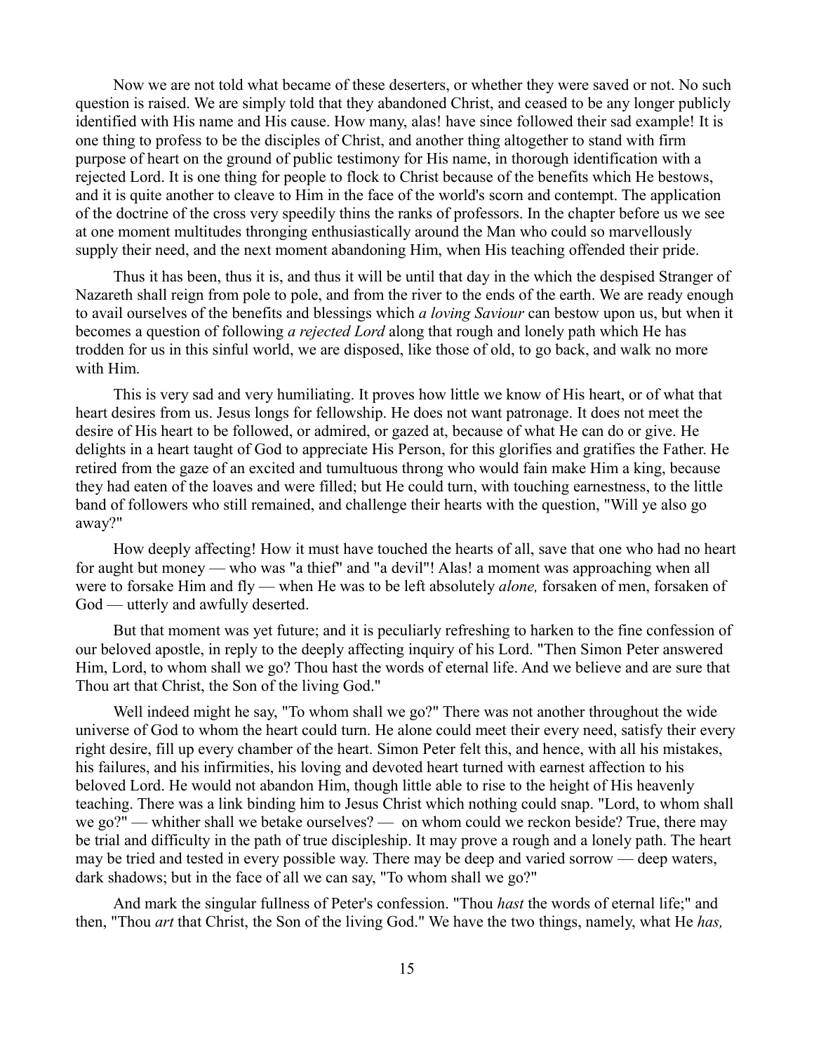Now we are not told what became of these deserters, or whether they were saved or not. No such question is raised. We are simply told that they abandoned Christ, and ceased to be any longer publicly identified with His name and His cause. How many, alas! have since followed their sad example! It is one thing to profess to be the disciples of Christ, and another thing altogether to stand with firm purpose of heart on the ground of public testimony for His name, in thorough identification with a rejected Lord. It is one thing for people to flock to Christ because of the benefits which He bestows, and it is quite another to cleave to Him in the face of the world's scorn and contempt. The application of the doctrine of the cross very speedily thins the ranks of professors. In the chapter before us we see at one moment multitudes thronging enthusiastically around the Man who could so marvellously supply their need, and the next moment abandoning Him, when His teaching offended their pride.

Thus it has been, thus it is, and thus it will be until that day in the which the despised Stranger of Nazareth shall reign from pole to pole, and from the river to the ends of the earth. We are ready enough to avail ourselves of the benefits and blessings which *a loving Saviour* can bestow upon us, but when it becomes a question of following *a rejected Lord* along that rough and lonely path which He has trodden for us in this sinful world, we are disposed, like those of old, to go back, and walk no more with Him.

This is very sad and very humiliating. It proves how little we know of His heart, or of what that heart desires from us. Jesus longs for fellowship. He does not want patronage. It does not meet the desire of His heart to be followed, or admired, or gazed at, because of what He can do or give. He delights in a heart taught of God to appreciate His Person, for this glorifies and gratifies the Father. He retired from the gaze of an excited and tumultuous throng who would fain make Him a king, because they had eaten of the loaves and were filled; but He could turn, with touching earnestness, to the little band of followers who still remained, and challenge their hearts with the question, "Will ye also go away?"

How deeply affecting! How it must have touched the hearts of all, save that one who had no heart for aught but money — who was "a thief" and "a devil"! Alas! a moment was approaching when all were to forsake Him and fly — when He was to be left absolutely *alone,* forsaken of men, forsaken of God — utterly and awfully deserted.

But that moment was yet future; and it is peculiarly refreshing to harken to the fine confession of our beloved apostle, in reply to the deeply affecting inquiry of his Lord. "Then Simon Peter answered Him, Lord, to whom shall we go? Thou hast the words of eternal life. And we believe and are sure that Thou art that Christ, the Son of the living God."

Well indeed might he say, "To whom shall we go?" There was not another throughout the wide universe of God to whom the heart could turn. He alone could meet their every need, satisfy their every right desire, fill up every chamber of the heart. Simon Peter felt this, and hence, with all his mistakes, his failures, and his infirmities, his loving and devoted heart turned with earnest affection to his beloved Lord. He would not abandon Him, though little able to rise to the height of His heavenly teaching. There was a link binding him to Jesus Christ which nothing could snap. "Lord, to whom shall we go?" — whither shall we betake ourselves? — on whom could we reckon beside? True, there may be trial and difficulty in the path of true discipleship. It may prove a rough and a lonely path. The heart may be tried and tested in every possible way. There may be deep and varied sorrow — deep waters, dark shadows; but in the face of all we can say, "To whom shall we go?"

And mark the singular fullness of Peter's confession. "Thou *hast* the words of eternal life;" and then, "Thou *art* that Christ, the Son of the living God." We have the two things, namely, what He *has,*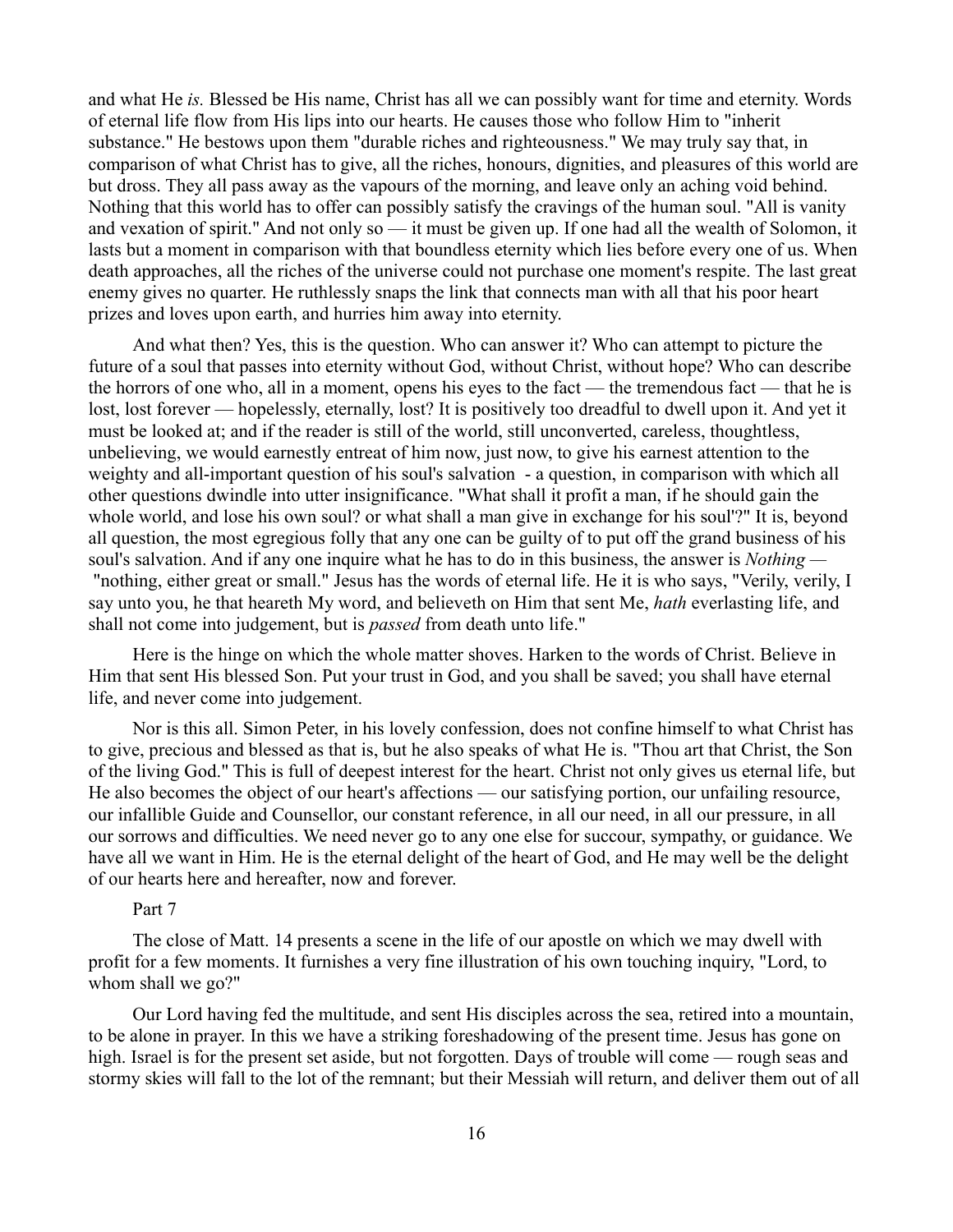and what He *is.* Blessed be His name, Christ has all we can possibly want for time and eternity. Words of eternal life flow from His lips into our hearts. He causes those who follow Him to "inherit substance." He bestows upon them "durable riches and righteousness." We may truly say that, in comparison of what Christ has to give, all the riches, honours, dignities, and pleasures of this world are but dross. They all pass away as the vapours of the morning, and leave only an aching void behind. Nothing that this world has to offer can possibly satisfy the cravings of the human soul. "All is vanity and vexation of spirit." And not only so — it must be given up. If one had all the wealth of Solomon, it lasts but a moment in comparison with that boundless eternity which lies before every one of us. When death approaches, all the riches of the universe could not purchase one moment's respite. The last great enemy gives no quarter. He ruthlessly snaps the link that connects man with all that his poor heart prizes and loves upon earth, and hurries him away into eternity.

And what then? Yes, this is the question. Who can answer it? Who can attempt to picture the future of a soul that passes into eternity without God, without Christ, without hope? Who can describe the horrors of one who, all in a moment, opens his eyes to the fact — the tremendous fact — that he is lost, lost forever — hopelessly, eternally, lost? It is positively too dreadful to dwell upon it. And yet it must be looked at; and if the reader is still of the world, still unconverted, careless, thoughtless, unbelieving, we would earnestly entreat of him now, just now, to give his earnest attention to the weighty and all-important question of his soul's salvation - a question, in comparison with which all other questions dwindle into utter insignificance. "What shall it profit a man, if he should gain the whole world, and lose his own soul? or what shall a man give in exchange for his soul'?" It is, beyond all question, the most egregious folly that any one can be guilty of to put off the grand business of his soul's salvation. And if any one inquire what he has to do in this business, the answer is *Nothing* — "nothing, either great or small." Jesus has the words of eternal life. He it is who says, "Verily, verily, I say unto you, he that heareth My word, and believeth on Him that sent Me, *hath* everlasting life, and shall not come into judgement, but is *passed* from death unto life."

Here is the hinge on which the whole matter shoves. Harken to the words of Christ. Believe in Him that sent His blessed Son. Put your trust in God, and you shall be saved; you shall have eternal life, and never come into judgement.

Nor is this all. Simon Peter, in his lovely confession, does not confine himself to what Christ has to give, precious and blessed as that is, but he also speaks of what He is. "Thou art that Christ, the Son of the living God." This is full of deepest interest for the heart. Christ not only gives us eternal life, but He also becomes the object of our heart's affections — our satisfying portion, our unfailing resource, our infallible Guide and Counsellor, our constant reference, in all our need, in all our pressure, in all our sorrows and difficulties. We need never go to any one else for succour, sympathy, or guidance. We have all we want in Him. He is the eternal delight of the heart of God, and He may well be the delight of our hearts here and hereafter, now and forever.

Part 7

The close of Matt. 14 presents a scene in the life of our apostle on which we may dwell with profit for a few moments. It furnishes a very fine illustration of his own touching inquiry, "Lord, to whom shall we go?"

Our Lord having fed the multitude, and sent His disciples across the sea, retired into a mountain, to be alone in prayer. In this we have a striking foreshadowing of the present time. Jesus has gone on high. Israel is for the present set aside, but not forgotten. Days of trouble will come — rough seas and stormy skies will fall to the lot of the remnant; but their Messiah will return, and deliver them out of all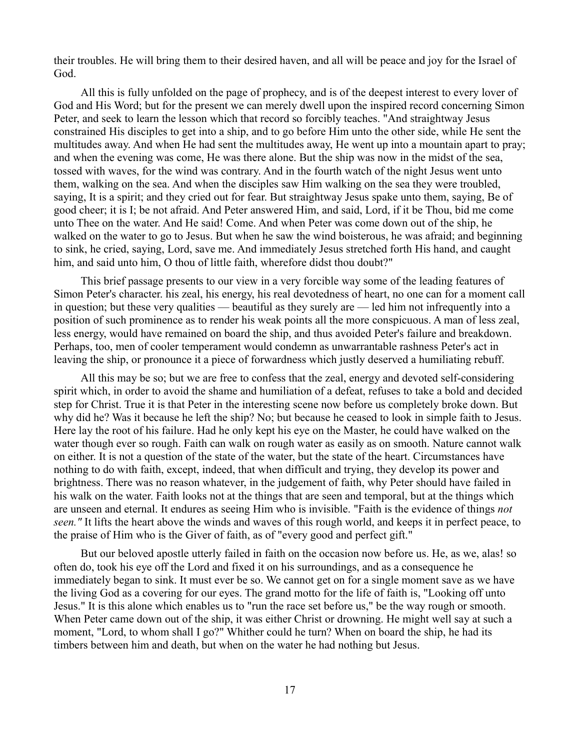their troubles. He will bring them to their desired haven, and all will be peace and joy for the Israel of God.

All this is fully unfolded on the page of prophecy, and is of the deepest interest to every lover of God and His Word; but for the present we can merely dwell upon the inspired record concerning Simon Peter, and seek to learn the lesson which that record so forcibly teaches. "And straightway Jesus constrained His disciples to get into a ship, and to go before Him unto the other side, while He sent the multitudes away. And when He had sent the multitudes away, He went up into a mountain apart to pray; and when the evening was come, He was there alone. But the ship was now in the midst of the sea, tossed with waves, for the wind was contrary. And in the fourth watch of the night Jesus went unto them, walking on the sea. And when the disciples saw Him walking on the sea they were troubled, saying, It is a spirit; and they cried out for fear. But straightway Jesus spake unto them, saying, Be of good cheer; it is I; be not afraid. And Peter answered Him, and said, Lord, if it be Thou, bid me come unto Thee on the water. And He said! Come. And when Peter was come down out of the ship, he walked on the water to go to Jesus. But when he saw the wind boisterous, he was afraid; and beginning to sink, he cried, saying, Lord, save me. And immediately Jesus stretched forth His hand, and caught him, and said unto him, O thou of little faith, wherefore didst thou doubt?"

This brief passage presents to our view in a very forcible way some of the leading features of Simon Peter's character. his zeal, his energy, his real devotedness of heart, no one can for a moment call in question; but these very qualities — beautiful as they surely are — led him not infrequently into a position of such prominence as to render his weak points all the more conspicuous. A man of less zeal, less energy, would have remained on board the ship, and thus avoided Peter's failure and breakdown. Perhaps, too, men of cooler temperament would condemn as unwarrantable rashness Peter's act in leaving the ship, or pronounce it a piece of forwardness which justly deserved a humiliating rebuff.

All this may be so; but we are free to confess that the zeal, energy and devoted self-considering spirit which, in order to avoid the shame and humiliation of a defeat, refuses to take a bold and decided step for Christ. True it is that Peter in the interesting scene now before us completely broke down. But why did he? Was it because he left the ship? No; but because he ceased to look in simple faith to Jesus. Here lay the root of his failure. Had he only kept his eye on the Master, he could have walked on the water though ever so rough. Faith can walk on rough water as easily as on smooth. Nature cannot walk on either. It is not a question of the state of the water, but the state of the heart. Circumstances have nothing to do with faith, except, indeed, that when difficult and trying, they develop its power and brightness. There was no reason whatever, in the judgement of faith, why Peter should have failed in his walk on the water. Faith looks not at the things that are seen and temporal, but at the things which are unseen and eternal. It endures as seeing Him who is invisible. "Faith is the evidence of things *not seen."* It lifts the heart above the winds and waves of this rough world, and keeps it in perfect peace, to the praise of Him who is the Giver of faith, as of "every good and perfect gift."

But our beloved apostle utterly failed in faith on the occasion now before us. He, as we, alas! so often do, took his eye off the Lord and fixed it on his surroundings, and as a consequence he immediately began to sink. It must ever be so. We cannot get on for a single moment save as we have the living God as a covering for our eyes. The grand motto for the life of faith is, "Looking off unto Jesus." It is this alone which enables us to "run the race set before us," be the way rough or smooth. When Peter came down out of the ship, it was either Christ or drowning. He might well say at such a moment, "Lord, to whom shall I go?" Whither could he turn? When on board the ship, he had its timbers between him and death, but when on the water he had nothing but Jesus.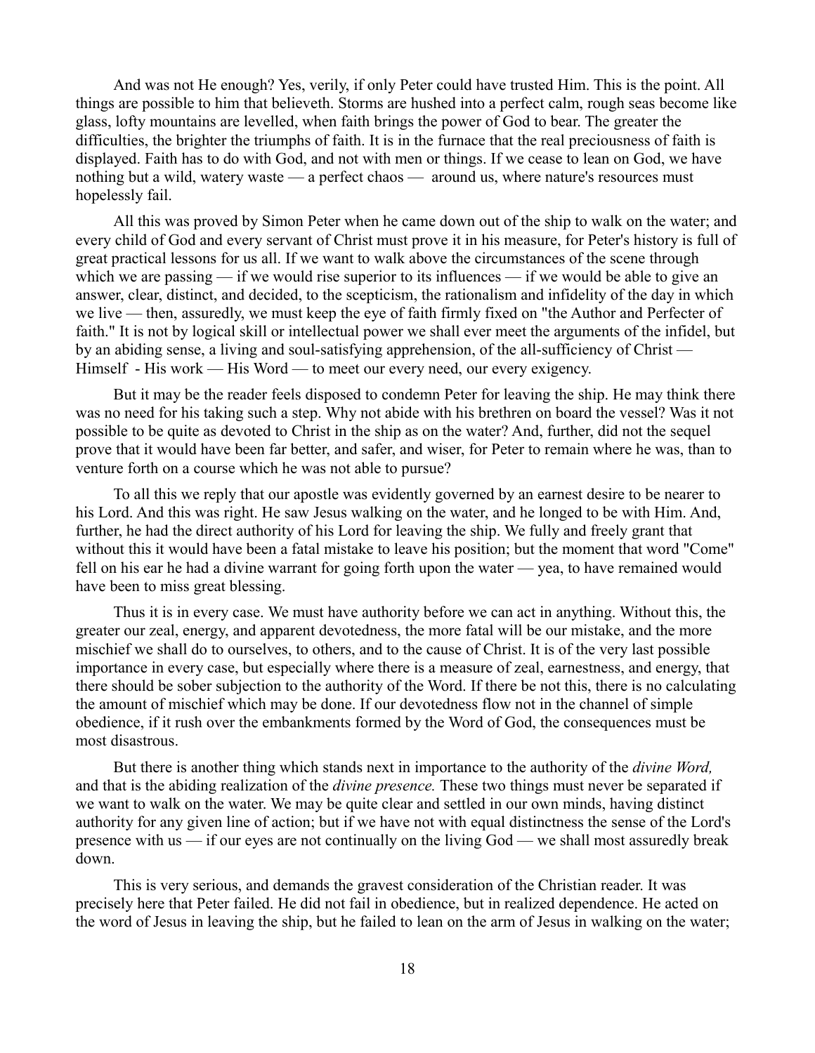And was not He enough? Yes, verily, if only Peter could have trusted Him. This is the point. All things are possible to him that believeth. Storms are hushed into a perfect calm, rough seas become like glass, lofty mountains are levelled, when faith brings the power of God to bear. The greater the difficulties, the brighter the triumphs of faith. It is in the furnace that the real preciousness of faith is displayed. Faith has to do with God, and not with men or things. If we cease to lean on God, we have nothing but a wild, watery waste — a perfect chaos — around us, where nature's resources must hopelessly fail.

All this was proved by Simon Peter when he came down out of the ship to walk on the water; and every child of God and every servant of Christ must prove it in his measure, for Peter's history is full of great practical lessons for us all. If we want to walk above the circumstances of the scene through which we are passing — if we would rise superior to its influences — if we would be able to give an answer, clear, distinct, and decided, to the scepticism, the rationalism and infidelity of the day in which we live — then, assuredly, we must keep the eye of faith firmly fixed on "the Author and Perfecter of faith." It is not by logical skill or intellectual power we shall ever meet the arguments of the infidel, but by an abiding sense, a living and soul-satisfying apprehension, of the all-sufficiency of Christ — Himself - His work — His Word — to meet our every need, our every exigency.

But it may be the reader feels disposed to condemn Peter for leaving the ship. He may think there was no need for his taking such a step. Why not abide with his brethren on board the vessel? Was it not possible to be quite as devoted to Christ in the ship as on the water? And, further, did not the sequel prove that it would have been far better, and safer, and wiser, for Peter to remain where he was, than to venture forth on a course which he was not able to pursue?

To all this we reply that our apostle was evidently governed by an earnest desire to be nearer to his Lord. And this was right. He saw Jesus walking on the water, and he longed to be with Him. And, further, he had the direct authority of his Lord for leaving the ship. We fully and freely grant that without this it would have been a fatal mistake to leave his position; but the moment that word "Come" fell on his ear he had a divine warrant for going forth upon the water — yea, to have remained would have been to miss great blessing.

Thus it is in every case. We must have authority before we can act in anything. Without this, the greater our zeal, energy, and apparent devotedness, the more fatal will be our mistake, and the more mischief we shall do to ourselves, to others, and to the cause of Christ. It is of the very last possible importance in every case, but especially where there is a measure of zeal, earnestness, and energy, that there should be sober subjection to the authority of the Word. If there be not this, there is no calculating the amount of mischief which may be done. If our devotedness flow not in the channel of simple obedience, if it rush over the embankments formed by the Word of God, the consequences must be most disastrous.

But there is another thing which stands next in importance to the authority of the *divine Word,* and that is the abiding realization of the *divine presence.* These two things must never be separated if we want to walk on the water. We may be quite clear and settled in our own minds, having distinct authority for any given line of action; but if we have not with equal distinctness the sense of the Lord's presence with us — if our eyes are not continually on the living God — we shall most assuredly break down.

This is very serious, and demands the gravest consideration of the Christian reader. It was precisely here that Peter failed. He did not fail in obedience, but in realized dependence. He acted on the word of Jesus in leaving the ship, but he failed to lean on the arm of Jesus in walking on the water;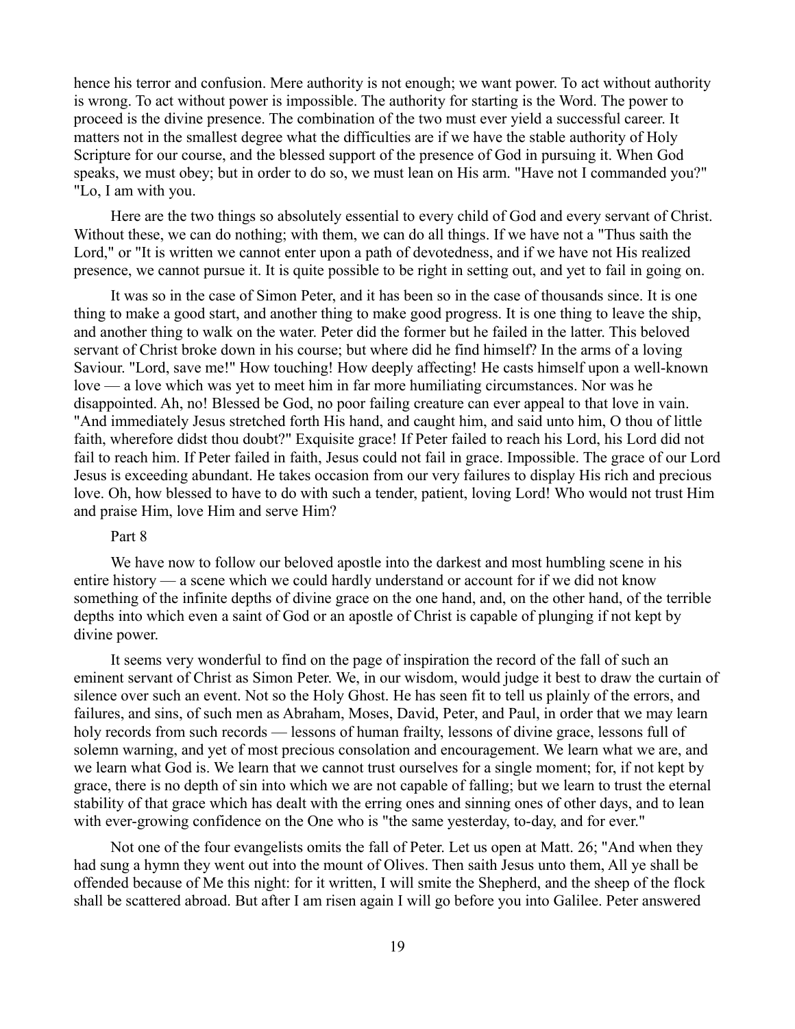hence his terror and confusion. Mere authority is not enough; we want power. To act without authority is wrong. To act without power is impossible. The authority for starting is the Word. The power to proceed is the divine presence. The combination of the two must ever yield a successful career. It matters not in the smallest degree what the difficulties are if we have the stable authority of Holy Scripture for our course, and the blessed support of the presence of God in pursuing it. When God speaks, we must obey; but in order to do so, we must lean on His arm. "Have not I commanded you?" "Lo, I am with you.

Here are the two things so absolutely essential to every child of God and every servant of Christ. Without these, we can do nothing; with them, we can do all things. If we have not a "Thus saith the Lord," or "It is written we cannot enter upon a path of devotedness, and if we have not His realized presence, we cannot pursue it. It is quite possible to be right in setting out, and yet to fail in going on.

It was so in the case of Simon Peter, and it has been so in the case of thousands since. It is one thing to make a good start, and another thing to make good progress. It is one thing to leave the ship, and another thing to walk on the water. Peter did the former but he failed in the latter. This beloved servant of Christ broke down in his course; but where did he find himself? In the arms of a loving Saviour. "Lord, save me!" How touching! How deeply affecting! He casts himself upon a well-known love — a love which was yet to meet him in far more humiliating circumstances. Nor was he disappointed. Ah, no! Blessed be God, no poor failing creature can ever appeal to that love in vain. "And immediately Jesus stretched forth His hand, and caught him, and said unto him, O thou of little faith, wherefore didst thou doubt?" Exquisite grace! If Peter failed to reach his Lord, his Lord did not fail to reach him. If Peter failed in faith, Jesus could not fail in grace. Impossible. The grace of our Lord Jesus is exceeding abundant. He takes occasion from our very failures to display His rich and precious love. Oh, how blessed to have to do with such a tender, patient, loving Lord! Who would not trust Him and praise Him, love Him and serve Him?

Part 8

We have now to follow our beloved apostle into the darkest and most humbling scene in his entire history — a scene which we could hardly understand or account for if we did not know something of the infinite depths of divine grace on the one hand, and, on the other hand, of the terrible depths into which even a saint of God or an apostle of Christ is capable of plunging if not kept by divine power.

It seems very wonderful to find on the page of inspiration the record of the fall of such an eminent servant of Christ as Simon Peter. We, in our wisdom, would judge it best to draw the curtain of silence over such an event. Not so the Holy Ghost. He has seen fit to tell us plainly of the errors, and failures, and sins, of such men as Abraham, Moses, David, Peter, and Paul, in order that we may learn holy records from such records — lessons of human frailty, lessons of divine grace, lessons full of solemn warning, and yet of most precious consolation and encouragement. We learn what we are, and we learn what God is. We learn that we cannot trust ourselves for a single moment; for, if not kept by grace, there is no depth of sin into which we are not capable of falling; but we learn to trust the eternal stability of that grace which has dealt with the erring ones and sinning ones of other days, and to lean with ever-growing confidence on the One who is "the same yesterday, to-day, and for ever."

Not one of the four evangelists omits the fall of Peter. Let us open at Matt. 26; "And when they had sung a hymn they went out into the mount of Olives. Then saith Jesus unto them, All ye shall be offended because of Me this night: for it written, I will smite the Shepherd, and the sheep of the flock shall be scattered abroad. But after I am risen again I will go before you into Galilee. Peter answered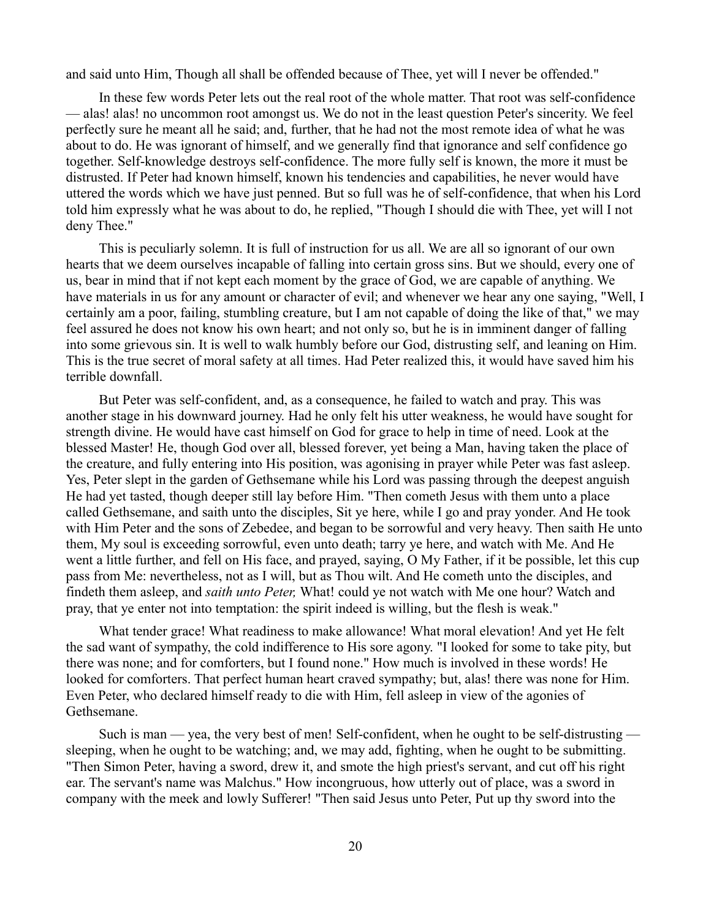and said unto Him, Though all shall be offended because of Thee, yet will I never be offended."

In these few words Peter lets out the real root of the whole matter. That root was self-confidence — alas! alas! no uncommon root amongst us. We do not in the least question Peter's sincerity. We feel perfectly sure he meant all he said; and, further, that he had not the most remote idea of what he was about to do. He was ignorant of himself, and we generally find that ignorance and self confidence go together. Self-knowledge destroys self-confidence. The more fully self is known, the more it must be distrusted. If Peter had known himself, known his tendencies and capabilities, he never would have uttered the words which we have just penned. But so full was he of self-confidence, that when his Lord told him expressly what he was about to do, he replied, "Though I should die with Thee, yet will I not deny Thee."

This is peculiarly solemn. It is full of instruction for us all. We are all so ignorant of our own hearts that we deem ourselves incapable of falling into certain gross sins. But we should, every one of us, bear in mind that if not kept each moment by the grace of God, we are capable of anything. We have materials in us for any amount or character of evil; and whenever we hear any one saying, "Well, I certainly am a poor, failing, stumbling creature, but I am not capable of doing the like of that," we may feel assured he does not know his own heart; and not only so, but he is in imminent danger of falling into some grievous sin. It is well to walk humbly before our God, distrusting self, and leaning on Him. This is the true secret of moral safety at all times. Had Peter realized this, it would have saved him his terrible downfall.

But Peter was self-confident, and, as a consequence, he failed to watch and pray. This was another stage in his downward journey. Had he only felt his utter weakness, he would have sought for strength divine. He would have cast himself on God for grace to help in time of need. Look at the blessed Master! He, though God over all, blessed forever, yet being a Man, having taken the place of the creature, and fully entering into His position, was agonising in prayer while Peter was fast asleep. Yes, Peter slept in the garden of Gethsemane while his Lord was passing through the deepest anguish He had yet tasted, though deeper still lay before Him. "Then cometh Jesus with them unto a place called Gethsemane, and saith unto the disciples, Sit ye here, while I go and pray yonder. And He took with Him Peter and the sons of Zebedee, and began to be sorrowful and very heavy. Then saith He unto them, My soul is exceeding sorrowful, even unto death; tarry ye here, and watch with Me. And He went a little further, and fell on His face, and prayed, saying, O My Father, if it be possible, let this cup pass from Me: nevertheless, not as I will, but as Thou wilt. And He cometh unto the disciples, and findeth them asleep, and *saith unto Peter,* What! could ye not watch with Me one hour? Watch and pray, that ye enter not into temptation: the spirit indeed is willing, but the flesh is weak."

What tender grace! What readiness to make allowance! What moral elevation! And yet He felt the sad want of sympathy, the cold indifference to His sore agony. "I looked for some to take pity, but there was none; and for comforters, but I found none." How much is involved in these words! He looked for comforters. That perfect human heart craved sympathy; but, alas! there was none for Him. Even Peter, who declared himself ready to die with Him, fell asleep in view of the agonies of Gethsemane.

Such is man — yea, the very best of men! Self-confident, when he ought to be self-distrusting — sleeping, when he ought to be watching; and, we may add, fighting, when he ought to be submitting. "Then Simon Peter, having a sword, drew it, and smote the high priest's servant, and cut off his right ear. The servant's name was Malchus." How incongruous, how utterly out of place, was a sword in company with the meek and lowly Sufferer! "Then said Jesus unto Peter, Put up thy sword into the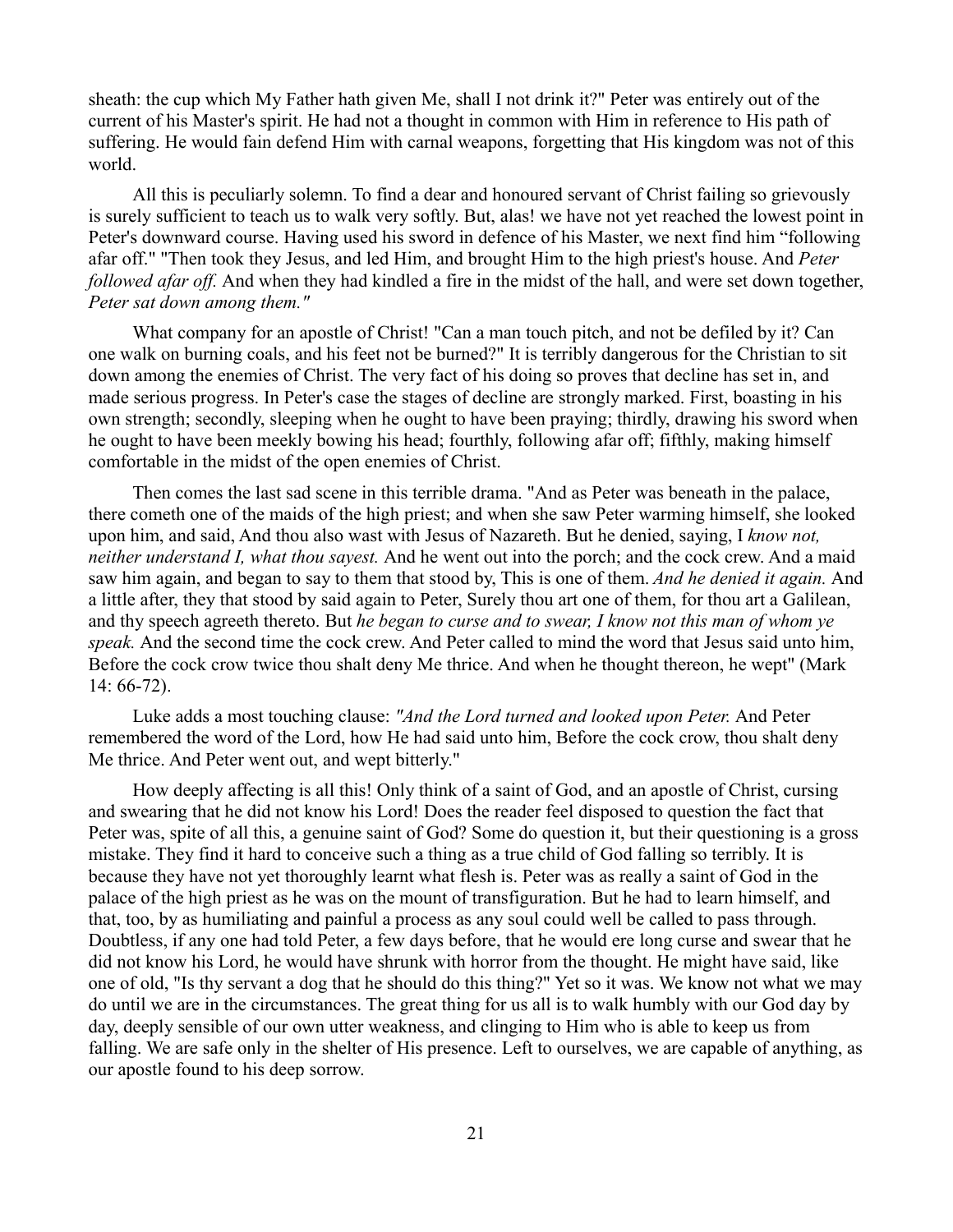sheath: the cup which My Father hath given Me, shall I not drink it?" Peter was entirely out of the current of his Master's spirit. He had not a thought in common with Him in reference to His path of suffering. He would fain defend Him with carnal weapons, forgetting that His kingdom was not of this world.

All this is peculiarly solemn. To find a dear and honoured servant of Christ failing so grievously is surely sufficient to teach us to walk very softly. But, alas! we have not yet reached the lowest point in Peter's downward course. Having used his sword in defence of his Master, we next find him "following afar off." "Then took they Jesus, and led Him, and brought Him to the high priest's house. And *Peter followed afar off.* And when they had kindled a fire in the midst of the hall, and were set down together, *Peter sat down among them."*

What company for an apostle of Christ! "Can a man touch pitch, and not be defiled by it? Can one walk on burning coals, and his feet not be burned?" It is terribly dangerous for the Christian to sit down among the enemies of Christ. The very fact of his doing so proves that decline has set in, and made serious progress. In Peter's case the stages of decline are strongly marked. First, boasting in his own strength; secondly, sleeping when he ought to have been praying; thirdly, drawing his sword when he ought to have been meekly bowing his head; fourthly, following afar off; fifthly, making himself comfortable in the midst of the open enemies of Christ.

Then comes the last sad scene in this terrible drama. "And as Peter was beneath in the palace, there cometh one of the maids of the high priest; and when she saw Peter warming himself, she looked upon him, and said, And thou also wast with Jesus of Nazareth. But he denied, saying, I *know not, neither understand I, what thou sayest.* And he went out into the porch; and the cock crew. And a maid saw him again, and began to say to them that stood by, This is one of them. *And he denied it again.* And a little after, they that stood by said again to Peter, Surely thou art one of them, for thou art a Galilean, and thy speech agreeth thereto. But *he began to curse and to swear, I know not this man of whom ye speak.* And the second time the cock crew. And Peter called to mind the word that Jesus said unto him, Before the cock crow twice thou shalt deny Me thrice. And when he thought thereon, he wept" (Mark 14: 66-72).

Luke adds a most touching clause: *"And the Lord turned and looked upon Peter.* And Peter remembered the word of the Lord, how He had said unto him, Before the cock crow, thou shalt deny Me thrice. And Peter went out, and wept bitterly."

How deeply affecting is all this! Only think of a saint of God, and an apostle of Christ, cursing and swearing that he did not know his Lord! Does the reader feel disposed to question the fact that Peter was, spite of all this, a genuine saint of God? Some do question it, but their questioning is a gross mistake. They find it hard to conceive such a thing as a true child of God falling so terribly. It is because they have not yet thoroughly learnt what flesh is. Peter was as really a saint of God in the palace of the high priest as he was on the mount of transfiguration. But he had to learn himself, and that, too, by as humiliating and painful a process as any soul could well be called to pass through. Doubtless, if any one had told Peter, a few days before, that he would ere long curse and swear that he did not know his Lord, he would have shrunk with horror from the thought. He might have said, like one of old, "Is thy servant a dog that he should do this thing?" Yet so it was. We know not what we may do until we are in the circumstances. The great thing for us all is to walk humbly with our God day by day, deeply sensible of our own utter weakness, and clinging to Him who is able to keep us from falling. We are safe only in the shelter of His presence. Left to ourselves, we are capable of anything, as our apostle found to his deep sorrow.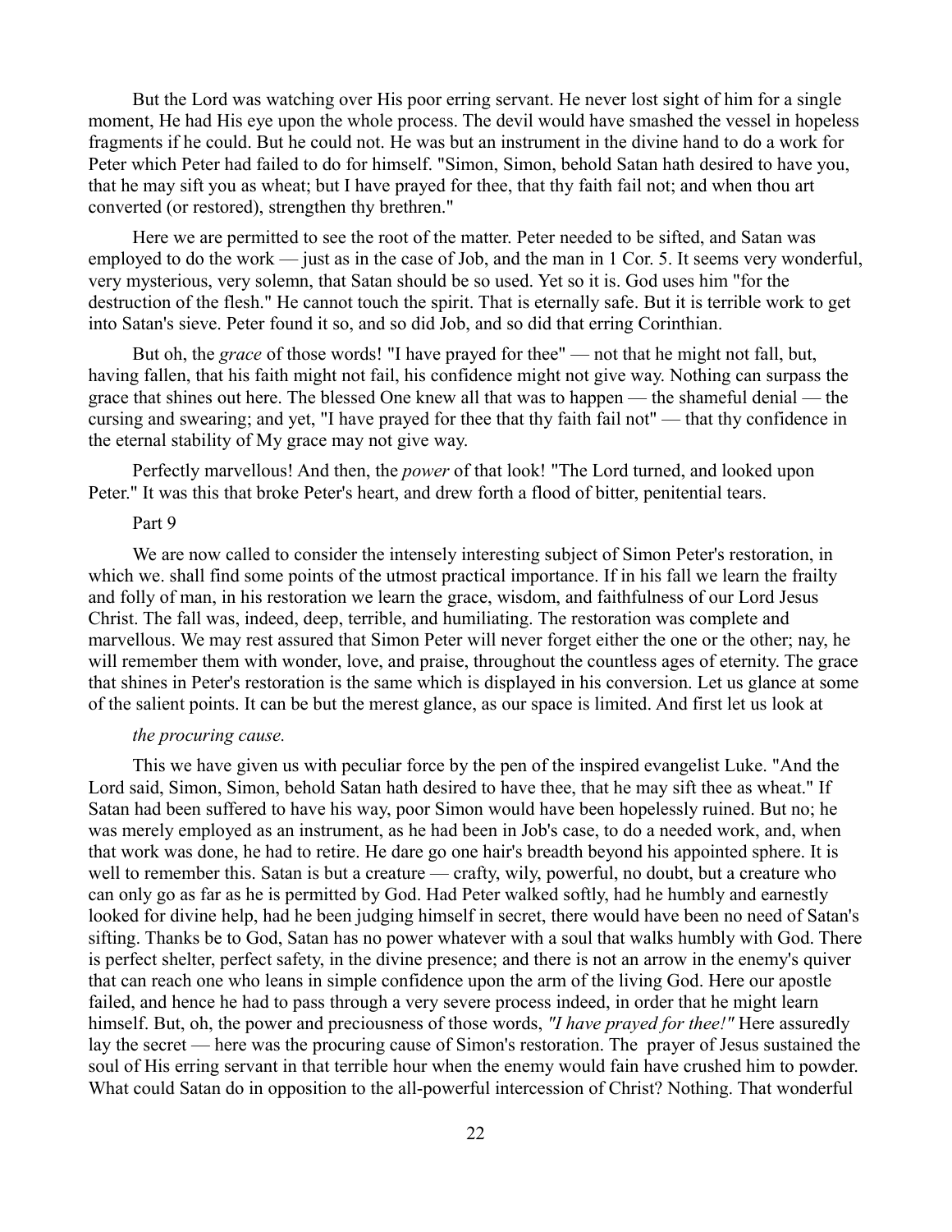But the Lord was watching over His poor erring servant. He never lost sight of him for a single moment, He had His eye upon the whole process. The devil would have smashed the vessel in hopeless fragments if he could. But he could not. He was but an instrument in the divine hand to do a work for Peter which Peter had failed to do for himself. "Simon, Simon, behold Satan hath desired to have you, that he may sift you as wheat; but I have prayed for thee, that thy faith fail not; and when thou art converted (or restored), strengthen thy brethren."

Here we are permitted to see the root of the matter. Peter needed to be sifted, and Satan was employed to do the work — just as in the case of Job, and the man in 1 Cor. 5. It seems very wonderful, very mysterious, very solemn, that Satan should be so used. Yet so it is. God uses him "for the destruction of the flesh." He cannot touch the spirit. That is eternally safe. But it is terrible work to get into Satan's sieve. Peter found it so, and so did Job, and so did that erring Corinthian.

But oh, the *grace* of those words! "I have prayed for thee" — not that he might not fall, but, having fallen, that his faith might not fail, his confidence might not give way. Nothing can surpass the grace that shines out here. The blessed One knew all that was to happen — the shameful denial — the cursing and swearing; and yet, "I have prayed for thee that thy faith fail not" — that thy confidence in the eternal stability of My grace may not give way.

Perfectly marvellous! And then, the *power* of that look! "The Lord turned, and looked upon Peter." It was this that broke Peter's heart, and drew forth a flood of bitter, penitential tears.

Part 9

We are now called to consider the intensely interesting subject of Simon Peter's restoration, in which we. shall find some points of the utmost practical importance. If in his fall we learn the frailty and folly of man, in his restoration we learn the grace, wisdom, and faithfulness of our Lord Jesus Christ. The fall was, indeed, deep, terrible, and humiliating. The restoration was complete and marvellous. We may rest assured that Simon Peter will never forget either the one or the other; nay, he will remember them with wonder, love, and praise, throughout the countless ages of eternity. The grace that shines in Peter's restoration is the same which is displayed in his conversion. Let us glance at some of the salient points. It can be but the merest glance, as our space is limited. And first let us look at

*the procuring cause.*

This we have given us with peculiar force by the pen of the inspired evangelist Luke. "And the Lord said, Simon, Simon, behold Satan hath desired to have thee, that he may sift thee as wheat." If Satan had been suffered to have his way, poor Simon would have been hopelessly ruined. But no; he was merely employed as an instrument, as he had been in Job's case, to do a needed work, and, when that work was done, he had to retire. He dare go one hair's breadth beyond his appointed sphere. It is well to remember this. Satan is but a creature — crafty, wily, powerful, no doubt, but a creature who can only go as far as he is permitted by God. Had Peter walked softly, had he humbly and earnestly looked for divine help, had he been judging himself in secret, there would have been no need of Satan's sifting. Thanks be to God, Satan has no power whatever with a soul that walks humbly with God. There is perfect shelter, perfect safety, in the divine presence; and there is not an arrow in the enemy's quiver that can reach one who leans in simple confidence upon the arm of the living God. Here our apostle failed, and hence he had to pass through a very severe process indeed, in order that he might learn himself. But, oh, the power and preciousness of those words, *"I have prayed for thee!"* Here assuredly lay the secret — here was the procuring cause of Simon's restoration. The prayer of Jesus sustained the soul of His erring servant in that terrible hour when the enemy would fain have crushed him to powder. What could Satan do in opposition to the all-powerful intercession of Christ? Nothing. That wonderful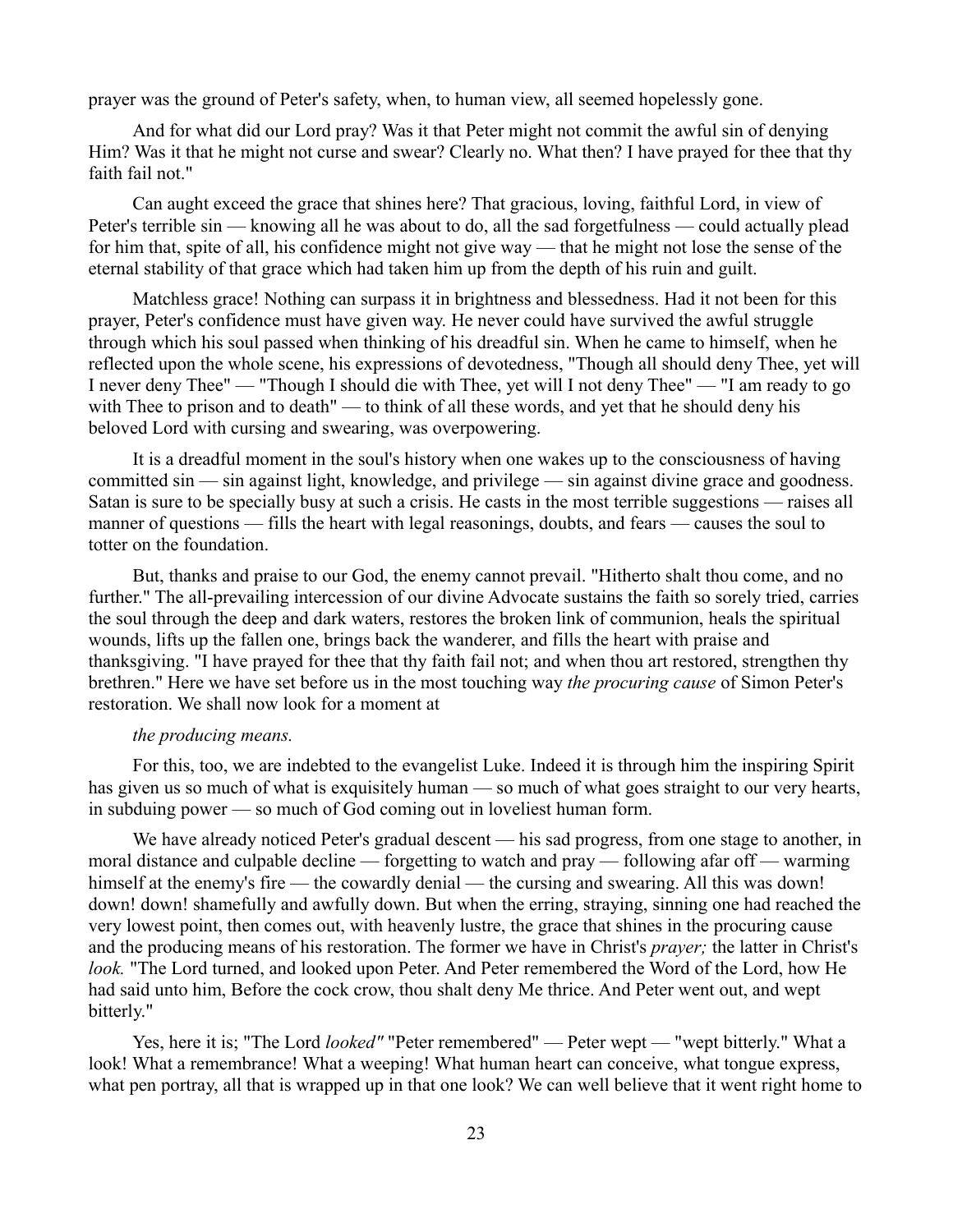prayer was the ground of Peter's safety, when, to human view, all seemed hopelessly gone.

And for what did our Lord pray? Was it that Peter might not commit the awful sin of denying Him? Was it that he might not curse and swear? Clearly no. What then? I have prayed for thee that thy faith fail not."

Can aught exceed the grace that shines here? That gracious, loving, faithful Lord, in view of Peter's terrible sin — knowing all he was about to do, all the sad forgetfulness — could actually plead for him that, spite of all, his confidence might not give way — that he might not lose the sense of the eternal stability of that grace which had taken him up from the depth of his ruin and guilt.

Matchless grace! Nothing can surpass it in brightness and blessedness. Had it not been for this prayer, Peter's confidence must have given way. He never could have survived the awful struggle through which his soul passed when thinking of his dreadful sin. When he came to himself, when he reflected upon the whole scene, his expressions of devotedness, "Though all should deny Thee, yet will I never deny Thee" — "Though I should die with Thee, yet will I not deny Thee" — "I am ready to go with Thee to prison and to death" — to think of all these words, and yet that he should deny his beloved Lord with cursing and swearing, was overpowering.

It is a dreadful moment in the soul's history when one wakes up to the consciousness of having committed sin — sin against light, knowledge, and privilege — sin against divine grace and goodness. Satan is sure to be specially busy at such a crisis. He casts in the most terrible suggestions — raises all manner of questions — fills the heart with legal reasonings, doubts, and fears — causes the soul to totter on the foundation.

But, thanks and praise to our God, the enemy cannot prevail. "Hitherto shalt thou come, and no further." The all-prevailing intercession of our divine Advocate sustains the faith so sorely tried, carries the soul through the deep and dark waters, restores the broken link of communion, heals the spiritual wounds, lifts up the fallen one, brings back the wanderer, and fills the heart with praise and thanksgiving. "I have prayed for thee that thy faith fail not; and when thou art restored, strengthen thy brethren." Here we have set before us in the most touching way *the procuring cause* of Simon Peter's restoration. We shall now look for a moment at

*the producing means.*

For this, too, we are indebted to the evangelist Luke. Indeed it is through him the inspiring Spirit has given us so much of what is exquisitely human — so much of what goes straight to our very hearts, in subduing power — so much of God coming out in loveliest human form.

We have already noticed Peter's gradual descent — his sad progress, from one stage to another, in moral distance and culpable decline — forgetting to watch and pray — following afar off — warming himself at the enemy's fire — the cowardly denial — the cursing and swearing. All this was down! down! down! shamefully and awfully down. But when the erring, straying, sinning one had reached the very lowest point, then comes out, with heavenly lustre, the grace that shines in the procuring cause and the producing means of his restoration. The former we have in Christ's *prayer;* the latter in Christ's *look.* "The Lord turned, and looked upon Peter. And Peter remembered the Word of the Lord, how He had said unto him, Before the cock crow, thou shalt deny Me thrice. And Peter went out, and wept bitterly."

Yes, here it is; "The Lord *looked"* "Peter remembered" — Peter wept — "wept bitterly." What a look! What a remembrance! What a weeping! What human heart can conceive, what tongue express, what pen portray, all that is wrapped up in that one look? We can well believe that it went right home to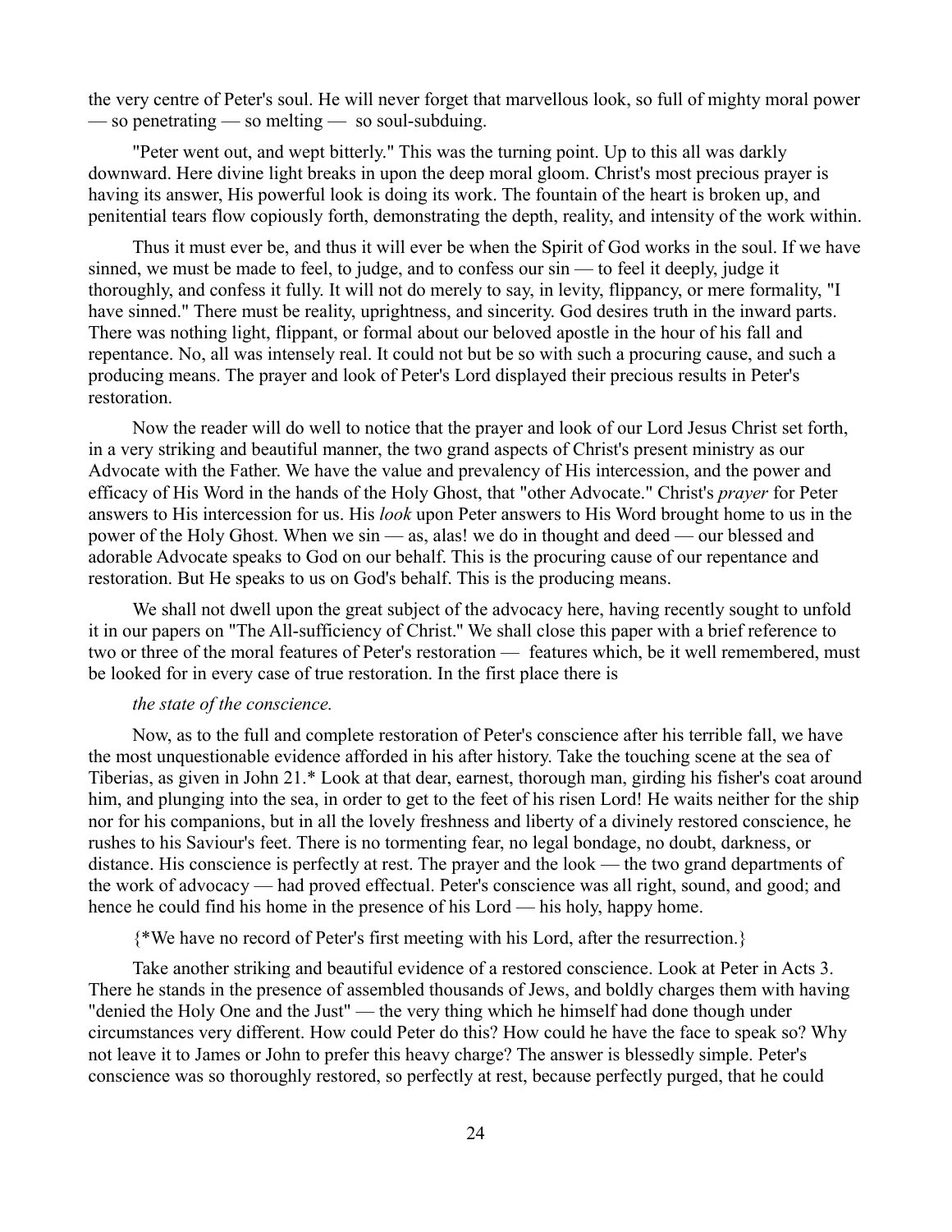the very centre of Peter's soul. He will never forget that marvellous look, so full of mighty moral power — so penetrating — so melting — so soul-subduing.

"Peter went out, and wept bitterly." This was the turning point. Up to this all was darkly downward. Here divine light breaks in upon the deep moral gloom. Christ's most precious prayer is having its answer, His powerful look is doing its work. The fountain of the heart is broken up, and penitential tears flow copiously forth, demonstrating the depth, reality, and intensity of the work within.

Thus it must ever be, and thus it will ever be when the Spirit of God works in the soul. If we have sinned, we must be made to feel, to judge, and to confess our sin — to feel it deeply, judge it thoroughly, and confess it fully. It will not do merely to say, in levity, flippancy, or mere formality, "I have sinned." There must be reality, uprightness, and sincerity. God desires truth in the inward parts. There was nothing light, flippant, or formal about our beloved apostle in the hour of his fall and repentance. No, all was intensely real. It could not but be so with such a procuring cause, and such a producing means. The prayer and look of Peter's Lord displayed their precious results in Peter's restoration.

Now the reader will do well to notice that the prayer and look of our Lord Jesus Christ set forth, in a very striking and beautiful manner, the two grand aspects of Christ's present ministry as our Advocate with the Father. We have the value and prevalency of His intercession, and the power and efficacy of His Word in the hands of the Holy Ghost, that "other Advocate." Christ's *prayer* for Peter answers to His intercession for us. His *look* upon Peter answers to His Word brought home to us in the power of the Holy Ghost. When we sin — as, alas! we do in thought and deed — our blessed and adorable Advocate speaks to God on our behalf. This is the procuring cause of our repentance and restoration. But He speaks to us on God's behalf. This is the producing means.

We shall not dwell upon the great subject of the advocacy here, having recently sought to unfold it in our papers on "The All-sufficiency of Christ." We shall close this paper with a brief reference to two or three of the moral features of Peter's restoration — features which, be it well remembered, must be looked for in every case of true restoration. In the first place there is

*the state of the conscience.*

Now, as to the full and complete restoration of Peter's conscience after his terrible fall, we have the most unquestionable evidence afforded in his after history. Take the touching scene at the sea of Tiberias, as given in John 21.* Look at that dear, earnest, thorough man, girding his fisher's coat around him, and plunging into the sea, in order to get to the feet of his risen Lord! He waits neither for the ship nor for his companions, but in all the lovely freshness and liberty of a divinely restored conscience, he rushes to his Saviour's feet. There is no tormenting fear, no legal bondage, no doubt, darkness, or distance. His conscience is perfectly at rest. The prayer and the look — the two grand departments of the work of advocacy — had proved effectual. Peter's conscience was all right, sound, and good; and hence he could find his home in the presence of his Lord — his holy, happy home.

{*We have no record of Peter's first meeting with his Lord, after the resurrection.}

Take another striking and beautiful evidence of a restored conscience. Look at Peter in Acts 3. There he stands in the presence of assembled thousands of Jews, and boldly charges them with having "denied the Holy One and the Just" — the very thing which he himself had done though under circumstances very different. How could Peter do this? How could he have the face to speak so? Why not leave it to James or John to prefer this heavy charge? The answer is blessedly simple. Peter's conscience was so thoroughly restored, so perfectly at rest, because perfectly purged, that he could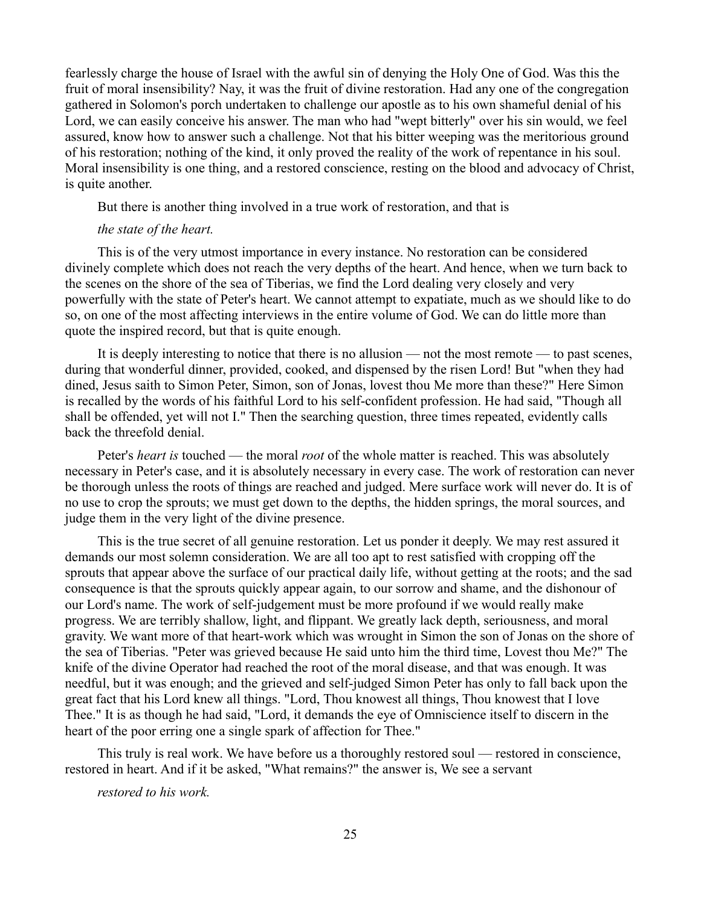fearlessly charge the house of Israel with the awful sin of denying the Holy One of God. Was this the fruit of moral insensibility? Nay, it was the fruit of divine restoration. Had any one of the congregation gathered in Solomon's porch undertaken to challenge our apostle as to his own shameful denial of his Lord, we can easily conceive his answer. The man who had "wept bitterly" over his sin would, we feel assured, know how to answer such a challenge. Not that his bitter weeping was the meritorious ground of his restoration; nothing of the kind, it only proved the reality of the work of repentance in his soul. Moral insensibility is one thing, and a restored conscience, resting on the blood and advocacy of Christ, is quite another.

But there is another thing involved in a true work of restoration, and that is

*the state of the heart.*

This is of the very utmost importance in every instance. No restoration can be considered divinely complete which does not reach the very depths of the heart. And hence, when we turn back to the scenes on the shore of the sea of Tiberias, we find the Lord dealing very closely and very powerfully with the state of Peter's heart. We cannot attempt to expatiate, much as we should like to do so, on one of the most affecting interviews in the entire volume of God. We can do little more than quote the inspired record, but that is quite enough.

It is deeply interesting to notice that there is no allusion — not the most remote — to past scenes, during that wonderful dinner, provided, cooked, and dispensed by the risen Lord! But "when they had dined, Jesus saith to Simon Peter, Simon, son of Jonas, lovest thou Me more than these?" Here Simon is recalled by the words of his faithful Lord to his self-confident profession. He had said, "Though all shall be offended, yet will not I." Then the searching question, three times repeated, evidently calls back the threefold denial.

Peter's *heart is* touched — the moral *root* of the whole matter is reached. This was absolutely necessary in Peter's case, and it is absolutely necessary in every case. The work of restoration can never be thorough unless the roots of things are reached and judged. Mere surface work will never do. It is of no use to crop the sprouts; we must get down to the depths, the hidden springs, the moral sources, and judge them in the very light of the divine presence.

This is the true secret of all genuine restoration. Let us ponder it deeply. We may rest assured it demands our most solemn consideration. We are all too apt to rest satisfied with cropping off the sprouts that appear above the surface of our practical daily life, without getting at the roots; and the sad consequence is that the sprouts quickly appear again, to our sorrow and shame, and the dishonour of our Lord's name. The work of self-judgement must be more profound if we would really make progress. We are terribly shallow, light, and flippant. We greatly lack depth, seriousness, and moral gravity. We want more of that heart-work which was wrought in Simon the son of Jonas on the shore of the sea of Tiberias. "Peter was grieved because He said unto him the third time, Lovest thou Me?" The knife of the divine Operator had reached the root of the moral disease, and that was enough. It was needful, but it was enough; and the grieved and self-judged Simon Peter has only to fall back upon the great fact that his Lord knew all things. "Lord, Thou knowest all things, Thou knowest that I love Thee." It is as though he had said, "Lord, it demands the eye of Omniscience itself to discern in the heart of the poor erring one a single spark of affection for Thee."

This truly is real work. We have before us a thoroughly restored soul — restored in conscience, restored in heart. And if it be asked, "What remains?" the answer is, We see a servant

*restored to his work.*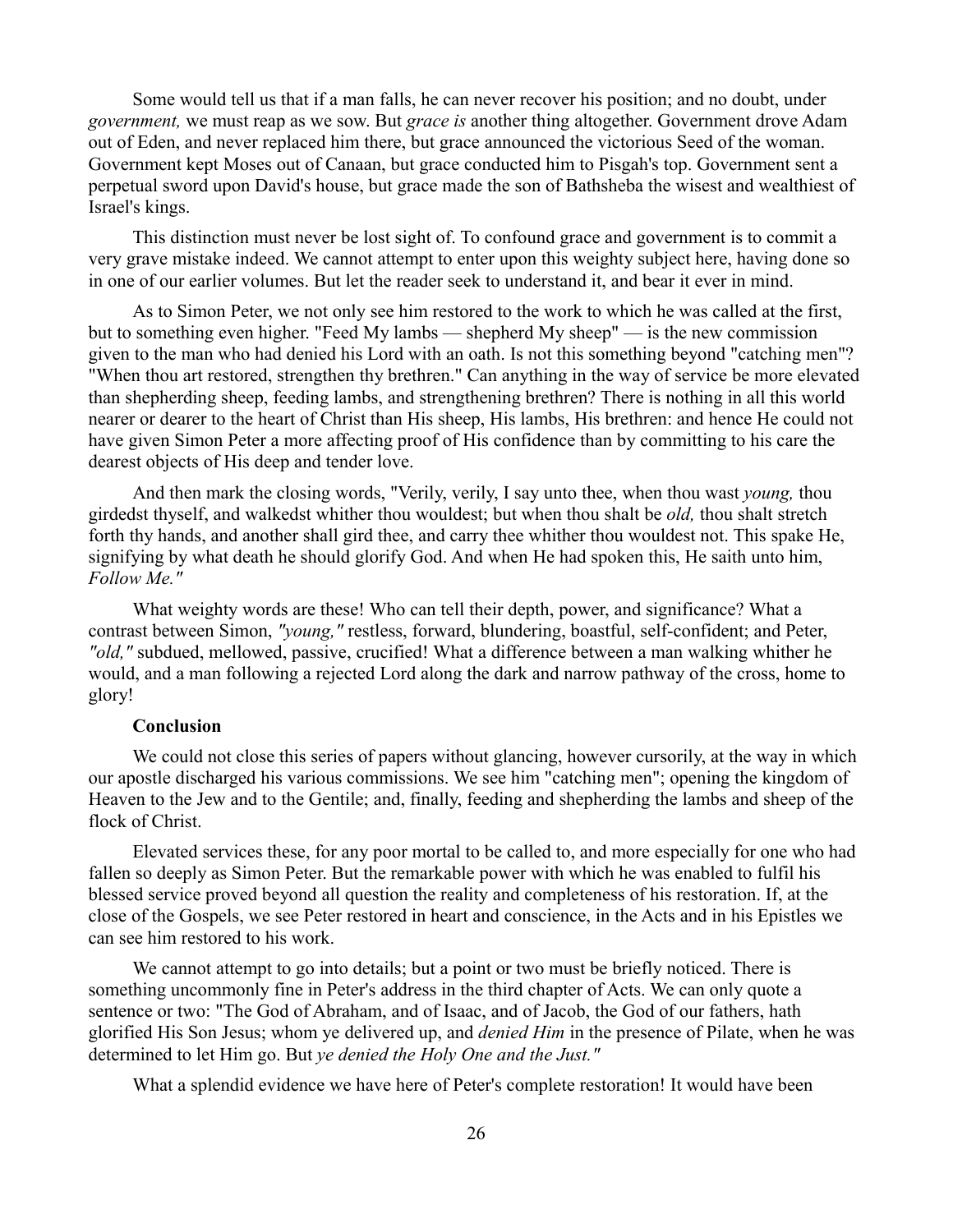Some would tell us that if a man falls, he can never recover his position; and no doubt, under *government,* we must reap as we sow. But *grace is* another thing altogether. Government drove Adam out of Eden, and never replaced him there, but grace announced the victorious Seed of the woman. Government kept Moses out of Canaan, but grace conducted him to Pisgah's top. Government sent a perpetual sword upon David's house, but grace made the son of Bathsheba the wisest and wealthiest of Israel's kings.

This distinction must never be lost sight of. To confound grace and government is to commit a very grave mistake indeed. We cannot attempt to enter upon this weighty subject here, having done so in one of our earlier volumes. But let the reader seek to understand it, and bear it ever in mind.

As to Simon Peter, we not only see him restored to the work to which he was called at the first, but to something even higher. "Feed My lambs — shepherd My sheep" — is the new commission given to the man who had denied his Lord with an oath. Is not this something beyond "catching men"? "When thou art restored, strengthen thy brethren." Can anything in the way of service be more elevated than shepherding sheep, feeding lambs, and strengthening brethren? There is nothing in all this world nearer or dearer to the heart of Christ than His sheep, His lambs, His brethren: and hence He could not have given Simon Peter a more affecting proof of His confidence than by committing to his care the dearest objects of His deep and tender love.

And then mark the closing words, "Verily, verily, I say unto thee, when thou wast *young,* thou girdedst thyself, and walkedst whither thou wouldest; but when thou shalt be *old,* thou shalt stretch forth thy hands, and another shall gird thee, and carry thee whither thou wouldest not. This spake He, signifying by what death he should glorify God. And when He had spoken this, He saith unto him, *Follow Me."*

What weighty words are these! Who can tell their depth, power, and significance? What a contrast between Simon, *"young,"* restless, forward, blundering, boastful, self-confident; and Peter, *"old,"* subdued, mellowed, passive, crucified! What a difference between a man walking whither he would, and a man following a rejected Lord along the dark and narrow pathway of the cross, home to glory!

**Conclusion**

We could not close this series of papers without glancing, however cursorily, at the way in which our apostle discharged his various commissions. We see him "catching men"; opening the kingdom of Heaven to the Jew and to the Gentile; and, finally, feeding and shepherding the lambs and sheep of the flock of Christ.

Elevated services these, for any poor mortal to be called to, and more especially for one who had fallen so deeply as Simon Peter. But the remarkable power with which he was enabled to fulfil his blessed service proved beyond all question the reality and completeness of his restoration. If, at the close of the Gospels, we see Peter restored in heart and conscience, in the Acts and in his Epistles we can see him restored to his work.

We cannot attempt to go into details; but a point or two must be briefly noticed. There is something uncommonly fine in Peter's address in the third chapter of Acts. We can only quote a sentence or two: "The God of Abraham, and of Isaac, and of Jacob, the God of our fathers, hath glorified His Son Jesus; whom ye delivered up, and *denied Him* in the presence of Pilate, when he was determined to let Him go. But *ye denied the Holy One and the Just."*

What a splendid evidence we have here of Peter's complete restoration! It would have been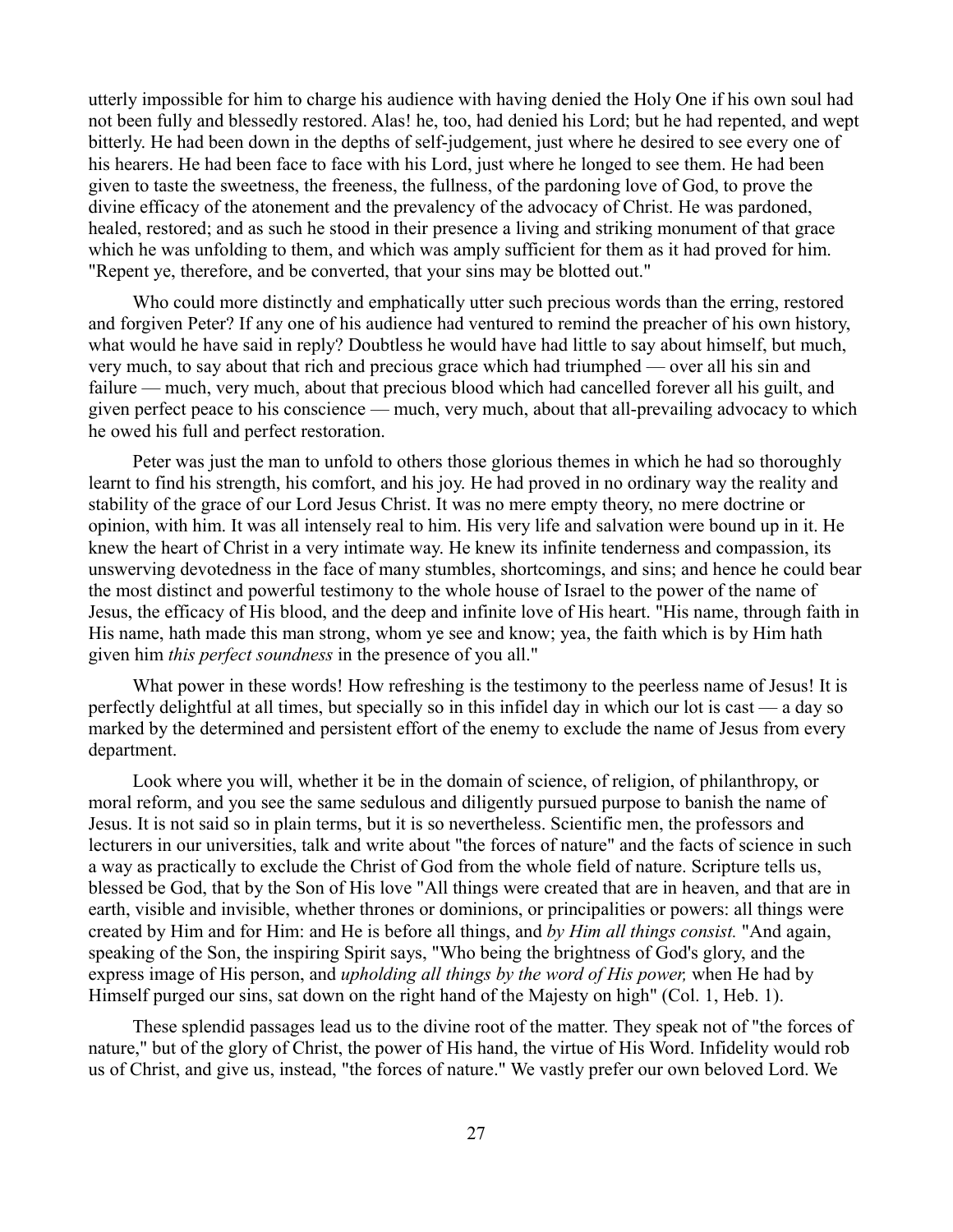utterly impossible for him to charge his audience with having denied the Holy One if his own soul had not been fully and blessedly restored. Alas! he, too, had denied his Lord; but he had repented, and wept bitterly. He had been down in the depths of self-judgement, just where he desired to see every one of his hearers. He had been face to face with his Lord, just where he longed to see them. He had been given to taste the sweetness, the freeness, the fullness, of the pardoning love of God, to prove the divine efficacy of the atonement and the prevalency of the advocacy of Christ. He was pardoned, healed, restored; and as such he stood in their presence a living and striking monument of that grace which he was unfolding to them, and which was amply sufficient for them as it had proved for him. "Repent ye, therefore, and be converted, that your sins may be blotted out."

Who could more distinctly and emphatically utter such precious words than the erring, restored and forgiven Peter? If any one of his audience had ventured to remind the preacher of his own history, what would he have said in reply? Doubtless he would have had little to say about himself, but much, very much, to say about that rich and precious grace which had triumphed — over all his sin and failure — much, very much, about that precious blood which had cancelled forever all his guilt, and given perfect peace to his conscience — much, very much, about that all-prevailing advocacy to which he owed his full and perfect restoration.

Peter was just the man to unfold to others those glorious themes in which he had so thoroughly learnt to find his strength, his comfort, and his joy. He had proved in no ordinary way the reality and stability of the grace of our Lord Jesus Christ. It was no mere empty theory, no mere doctrine or opinion, with him. It was all intensely real to him. His very life and salvation were bound up in it. He knew the heart of Christ in a very intimate way. He knew its infinite tenderness and compassion, its unswerving devotedness in the face of many stumbles, shortcomings, and sins; and hence he could bear the most distinct and powerful testimony to the whole house of Israel to the power of the name of Jesus, the efficacy of His blood, and the deep and infinite love of His heart. "His name, through faith in His name, hath made this man strong, whom ye see and know; yea, the faith which is by Him hath given him *this perfect soundness* in the presence of you all."

What power in these words! How refreshing is the testimony to the peerless name of Jesus! It is perfectly delightful at all times, but specially so in this infidel day in which our lot is cast — a day so marked by the determined and persistent effort of the enemy to exclude the name of Jesus from every department.

Look where you will, whether it be in the domain of science, of religion, of philanthropy, or moral reform, and you see the same sedulous and diligently pursued purpose to banish the name of Jesus. It is not said so in plain terms, but it is so nevertheless. Scientific men, the professors and lecturers in our universities, talk and write about "the forces of nature" and the facts of science in such a way as practically to exclude the Christ of God from the whole field of nature. Scripture tells us, blessed be God, that by the Son of His love "All things were created that are in heaven, and that are in earth, visible and invisible, whether thrones or dominions, or principalities or powers: all things were created by Him and for Him: and He is before all things, and *by Him all things consist.* "And again, speaking of the Son, the inspiring Spirit says, "Who being the brightness of God's glory, and the express image of His person, and *upholding all things by the word of His power,* when He had by Himself purged our sins, sat down on the right hand of the Majesty on high" (Col. 1, Heb. 1).

These splendid passages lead us to the divine root of the matter. They speak not of "the forces of nature," but of the glory of Christ, the power of His hand, the virtue of His Word. Infidelity would rob us of Christ, and give us, instead, "the forces of nature." We vastly prefer our own beloved Lord. We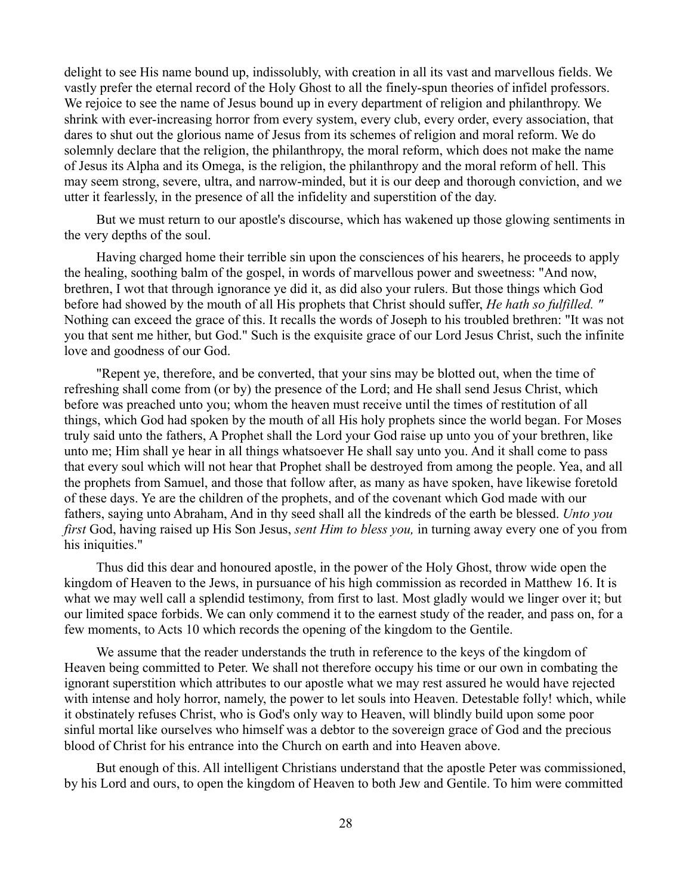delight to see His name bound up, indissolubly, with creation in all its vast and marvellous fields. We vastly prefer the eternal record of the Holy Ghost to all the finely-spun theories of infidel professors. We rejoice to see the name of Jesus bound up in every department of religion and philanthropy. We shrink with ever-increasing horror from every system, every club, every order, every association, that dares to shut out the glorious name of Jesus from its schemes of religion and moral reform. We do solemnly declare that the religion, the philanthropy, the moral reform, which does not make the name of Jesus its Alpha and its Omega, is the religion, the philanthropy and the moral reform of hell. This may seem strong, severe, ultra, and narrow-minded, but it is our deep and thorough conviction, and we utter it fearlessly, in the presence of all the infidelity and superstition of the day.

But we must return to our apostle's discourse, which has wakened up those glowing sentiments in the very depths of the soul.

Having charged home their terrible sin upon the consciences of his hearers, he proceeds to apply the healing, soothing balm of the gospel, in words of marvellous power and sweetness: "And now, brethren, I wot that through ignorance ye did it, as did also your rulers. But those things which God before had showed by the mouth of all His prophets that Christ should suffer, *He hath so fulfilled. "* Nothing can exceed the grace of this. It recalls the words of Joseph to his troubled brethren: "It was not you that sent me hither, but God." Such is the exquisite grace of our Lord Jesus Christ, such the infinite love and goodness of our God.

"Repent ye, therefore, and be converted, that your sins may be blotted out, when the time of refreshing shall come from (or by) the presence of the Lord; and He shall send Jesus Christ, which before was preached unto you; whom the heaven must receive until the times of restitution of all things, which God had spoken by the mouth of all His holy prophets since the world began. For Moses truly said unto the fathers, A Prophet shall the Lord your God raise up unto you of your brethren, like unto me; Him shall ye hear in all things whatsoever He shall say unto you. And it shall come to pass that every soul which will not hear that Prophet shall be destroyed from among the people. Yea, and all the prophets from Samuel, and those that follow after, as many as have spoken, have likewise foretold of these days. Ye are the children of the prophets, and of the covenant which God made with our fathers, saying unto Abraham, And in thy seed shall all the kindreds of the earth be blessed. *Unto you first* God, having raised up His Son Jesus, *sent Him to bless you,* in turning away every one of you from his iniquities."

Thus did this dear and honoured apostle, in the power of the Holy Ghost, throw wide open the kingdom of Heaven to the Jews, in pursuance of his high commission as recorded in Matthew 16. It is what we may well call a splendid testimony, from first to last. Most gladly would we linger over it; but our limited space forbids. We can only commend it to the earnest study of the reader, and pass on, for a few moments, to Acts 10 which records the opening of the kingdom to the Gentile.

We assume that the reader understands the truth in reference to the keys of the kingdom of Heaven being committed to Peter. We shall not therefore occupy his time or our own in combating the ignorant superstition which attributes to our apostle what we may rest assured he would have rejected with intense and holy horror, namely, the power to let souls into Heaven. Detestable folly! which, while it obstinately refuses Christ, who is God's only way to Heaven, will blindly build upon some poor sinful mortal like ourselves who himself was a debtor to the sovereign grace of God and the precious blood of Christ for his entrance into the Church on earth and into Heaven above.

But enough of this. All intelligent Christians understand that the apostle Peter was commissioned, by his Lord and ours, to open the kingdom of Heaven to both Jew and Gentile. To him were committed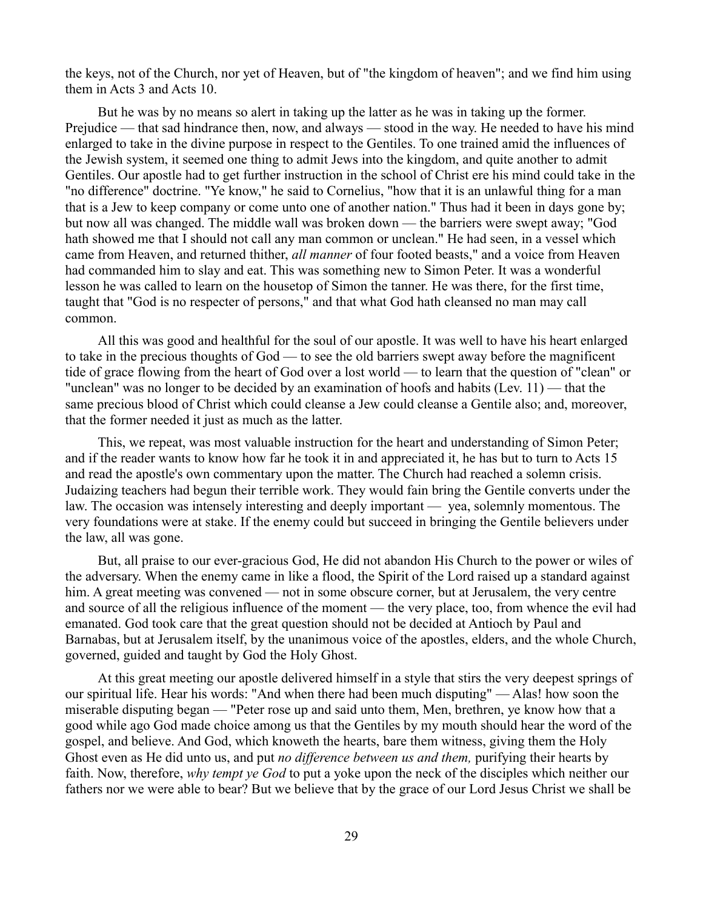the keys, not of the Church, nor yet of Heaven, but of "the kingdom of heaven"; and we find him using them in Acts 3 and Acts 10.

But he was by no means so alert in taking up the latter as he was in taking up the former. Prejudice — that sad hindrance then, now, and always — stood in the way. He needed to have his mind enlarged to take in the divine purpose in respect to the Gentiles. To one trained amid the influences of the Jewish system, it seemed one thing to admit Jews into the kingdom, and quite another to admit Gentiles. Our apostle had to get further instruction in the school of Christ ere his mind could take in the "no difference" doctrine. "Ye know," he said to Cornelius, "how that it is an unlawful thing for a man that is a Jew to keep company or come unto one of another nation." Thus had it been in days gone by; but now all was changed. The middle wall was broken down — the barriers were swept away; "God hath showed me that I should not call any man common or unclean." He had seen, in a vessel which came from Heaven, and returned thither, *all manner* of four footed beasts," and a voice from Heaven had commanded him to slay and eat. This was something new to Simon Peter. It was a wonderful lesson he was called to learn on the housetop of Simon the tanner. He was there, for the first time, taught that "God is no respecter of persons," and that what God hath cleansed no man may call common.

All this was good and healthful for the soul of our apostle. It was well to have his heart enlarged to take in the precious thoughts of God — to see the old barriers swept away before the magnificent tide of grace flowing from the heart of God over a lost world — to learn that the question of "clean" or "unclean" was no longer to be decided by an examination of hoofs and habits (Lev. 11) — that the same precious blood of Christ which could cleanse a Jew could cleanse a Gentile also; and, moreover, that the former needed it just as much as the latter.

This, we repeat, was most valuable instruction for the heart and understanding of Simon Peter; and if the reader wants to know how far he took it in and appreciated it, he has but to turn to Acts 15 and read the apostle's own commentary upon the matter. The Church had reached a solemn crisis. Judaizing teachers had begun their terrible work. They would fain bring the Gentile converts under the law. The occasion was intensely interesting and deeply important — yea, solemnly momentous. The very foundations were at stake. If the enemy could but succeed in bringing the Gentile believers under the law, all was gone.

But, all praise to our ever-gracious God, He did not abandon His Church to the power or wiles of the adversary. When the enemy came in like a flood, the Spirit of the Lord raised up a standard against him. A great meeting was convened — not in some obscure corner, but at Jerusalem, the very centre and source of all the religious influence of the moment — the very place, too, from whence the evil had emanated. God took care that the great question should not be decided at Antioch by Paul and Barnabas, but at Jerusalem itself, by the unanimous voice of the apostles, elders, and the whole Church, governed, guided and taught by God the Holy Ghost.

At this great meeting our apostle delivered himself in a style that stirs the very deepest springs of our spiritual life. Hear his words: "And when there had been much disputing" — Alas! how soon the miserable disputing began — "Peter rose up and said unto them, Men, brethren, ye know how that a good while ago God made choice among us that the Gentiles by my mouth should hear the word of the gospel, and believe. And God, which knoweth the hearts, bare them witness, giving them the Holy Ghost even as He did unto us, and put *no difference between us and them,* purifying their hearts by faith. Now, therefore, *why tempt ye God* to put a yoke upon the neck of the disciples which neither our fathers nor we were able to bear? But we believe that by the grace of our Lord Jesus Christ we shall be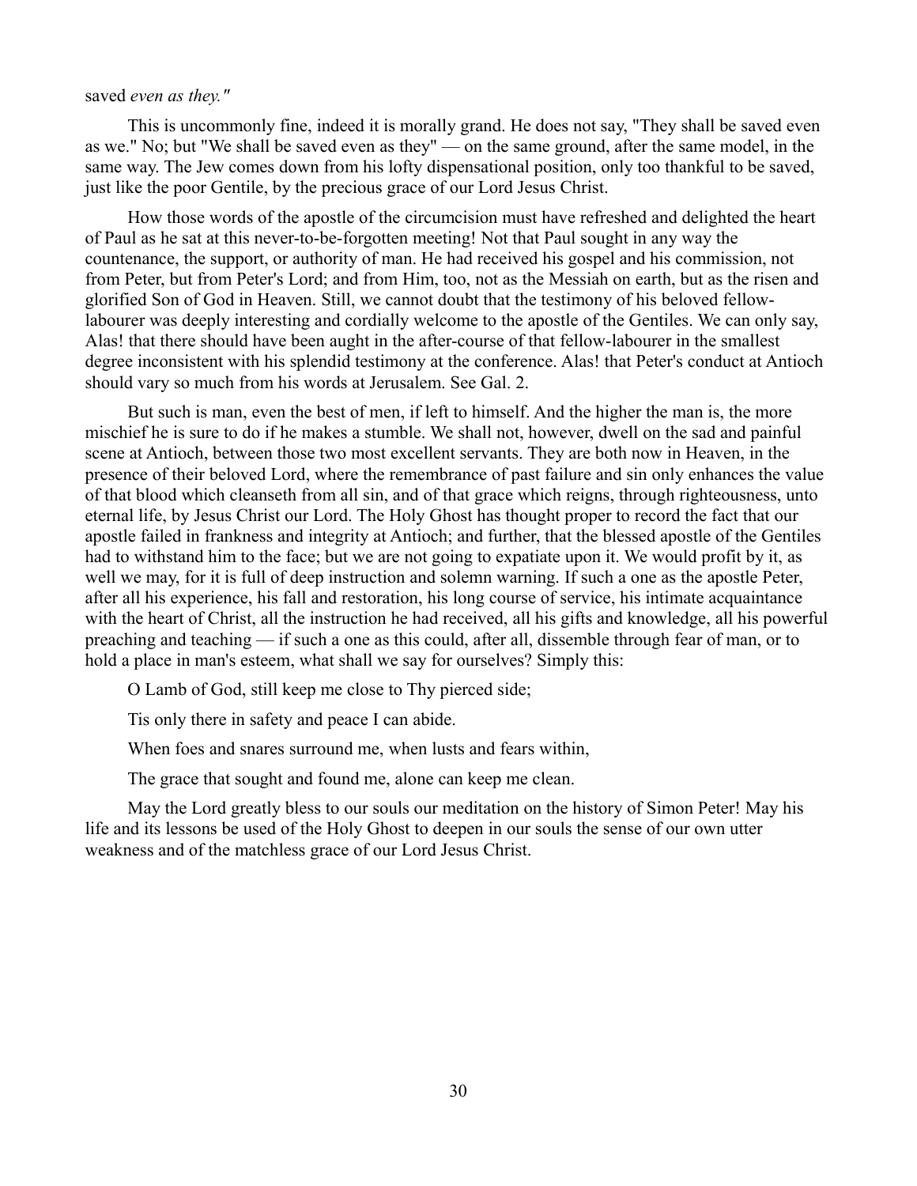saved *even as they."*

This is uncommonly fine, indeed it is morally grand. He does not say, "They shall be saved even as we." No; but "We shall be saved even as they" — on the same ground, after the same model, in the same way. The Jew comes down from his lofty dispensational position, only too thankful to be saved, just like the poor Gentile, by the precious grace of our Lord Jesus Christ.

How those words of the apostle of the circumcision must have refreshed and delighted the heart of Paul as he sat at this never-to-be-forgotten meeting! Not that Paul sought in any way the countenance, the support, or authority of man. He had received his gospel and his commission, not from Peter, but from Peter's Lord; and from Him, too, not as the Messiah on earth, but as the risen and glorified Son of God in Heaven. Still, we cannot doubt that the testimony of his beloved fellow-labourer was deeply interesting and cordially welcome to the apostle of the Gentiles. We can only say, Alas! that there should have been aught in the after-course of that fellow-labourer in the smallest degree inconsistent with his splendid testimony at the conference. Alas! that Peter's conduct at Antioch should vary so much from his words at Jerusalem. See Gal. 2.

But such is man, even the best of men, if left to himself. And the higher the man is, the more mischief he is sure to do if he makes a stumble. We shall not, however, dwell on the sad and painful scene at Antioch, between those two most excellent servants. They are both now in Heaven, in the presence of their beloved Lord, where the remembrance of past failure and sin only enhances the value of that blood which cleanseth from all sin, and of that grace which reigns, through righteousness, unto eternal life, by Jesus Christ our Lord. The Holy Ghost has thought proper to record the fact that our apostle failed in frankness and integrity at Antioch; and further, that the blessed apostle of the Gentiles had to withstand him to the face; but we are not going to expatiate upon it. We would profit by it, as well we may, for it is full of deep instruction and solemn warning. If such a one as the apostle Peter, after all his experience, his fall and restoration, his long course of service, his intimate acquaintance with the heart of Christ, all the instruction he had received, all his gifts and knowledge, all his powerful preaching and teaching — if such a one as this could, after all, dissemble through fear of man, or to hold a place in man's esteem, what shall we say for ourselves? Simply this:

O Lamb of God, still keep me close to Thy pierced side;

Tis only there in safety and peace I can abide.

When foes and snares surround me, when lusts and fears within,

The grace that sought and found me, alone can keep me clean.

May the Lord greatly bless to our souls our meditation on the history of Simon Peter! May his life and its lessons be used of the Holy Ghost to deepen in our souls the sense of our own utter weakness and of the matchless grace of our Lord Jesus Christ.